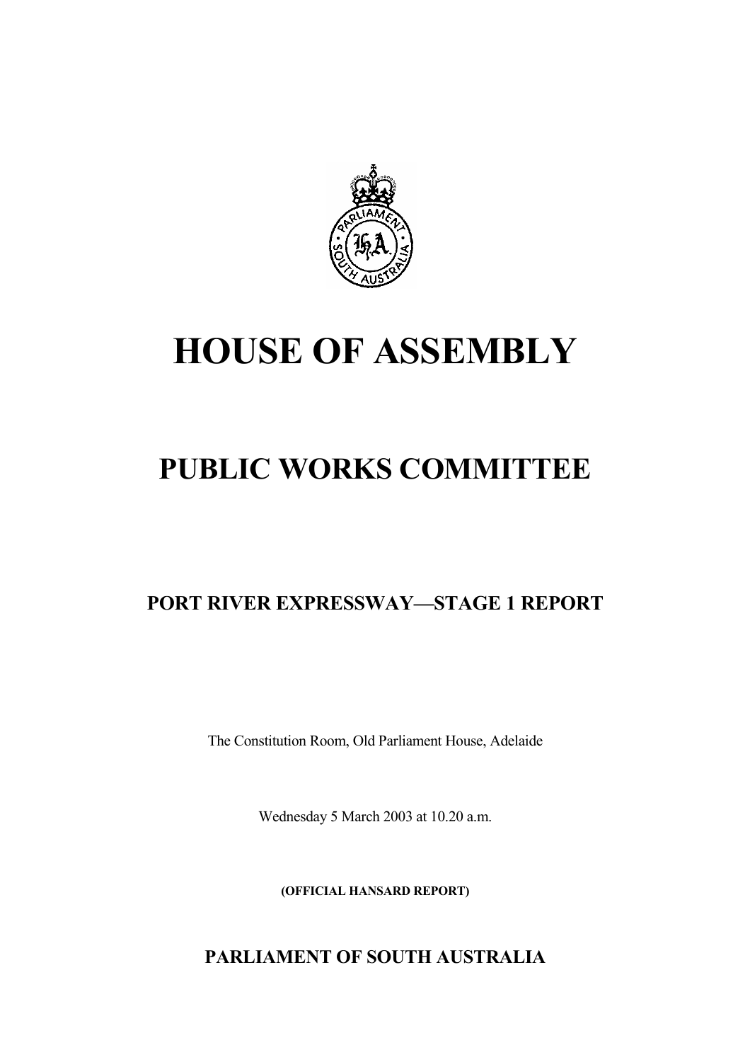# HOUSE OF ASSEMBLY

## PUBLIC WORKS COMMITTEE

### PORT RIVER EXPRESSWAY—STAGE 1 REPORT

The Constitution Room, Old Parliament House, Adelaide

Wednesday 5 March 2003 at 10.20 a.m.

**(OFFICIAL HANSARD REPORT)**

**PARLIAMENT OF SOUTH AUSTRALIA**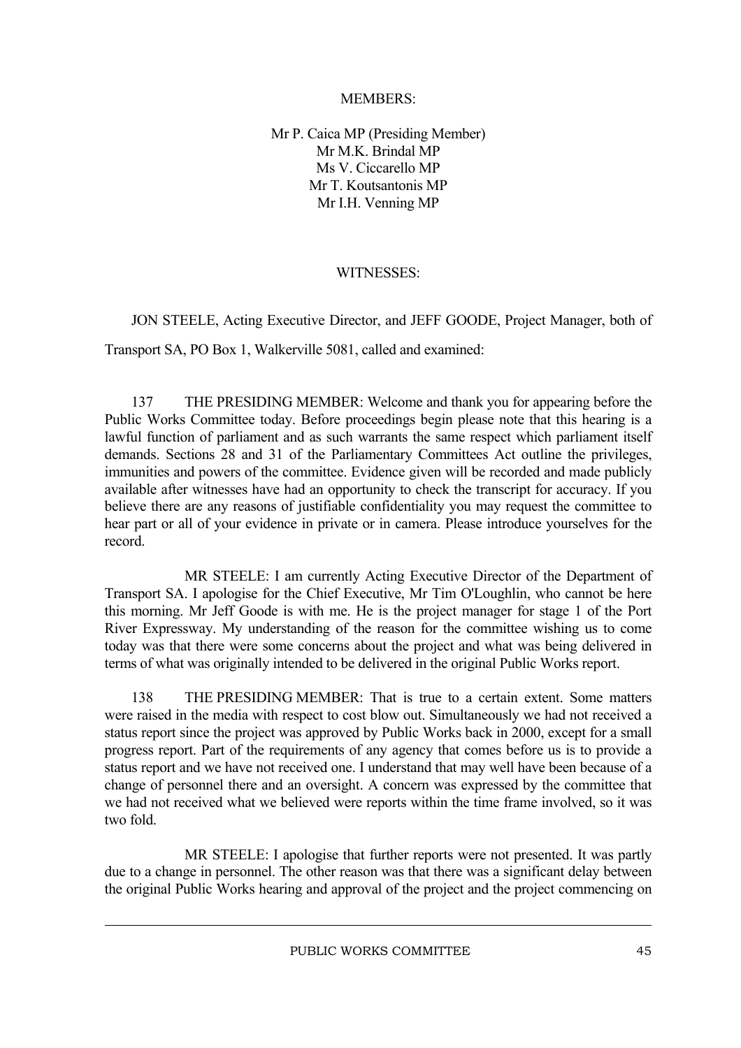MEMBERS:

Mr P. Caica MP (Presiding Member)
Mr M.K. Brindal MP
Ms V. Ciccarello MP
Mr T. Koutsantonis MP
Mr I.H. Venning MP

WITNESSES:

JON STEELE, Acting Executive Director, and JEFF GOODE, Project Manager, both of Transport SA, PO Box 1, Walkerville 5081, called and examined:

137 THE PRESIDING MEMBER: Welcome and thank you for appearing before the Public Works Committee today. Before proceedings begin please note that this hearing is a lawful function of parliament and as such warrants the same respect which parliament itself demands. Sections 28 and 31 of the Parliamentary Committees Act outline the privileges, immunities and powers of the committee. Evidence given will be recorded and made publicly available after witnesses have had an opportunity to check the transcript for accuracy. If you believe there are any reasons of justifiable confidentiality you may request the committee to hear part or all of your evidence in private or in camera. Please introduce yourselves for the record.

MR STEELE: I am currently Acting Executive Director of the Department of Transport SA. I apologise for the Chief Executive, Mr Tim O'Loughlin, who cannot be here this morning. Mr Jeff Goode is with me. He is the project manager for stage 1 of the Port River Expressway. My understanding of the reason for the committee wishing us to come today was that there were some concerns about the project and what was being delivered in terms of what was originally intended to be delivered in the original Public Works report.

138 THE PRESIDING MEMBER: That is true to a certain extent. Some matters were raised in the media with respect to cost blow out. Simultaneously we had not received a status report since the project was approved by Public Works back in 2000, except for a small progress report. Part of the requirements of any agency that comes before us is to provide a status report and we have not received one. I understand that may well have been because of a change of personnel there and an oversight. A concern was expressed by the committee that we had not received what we believed were reports within the time frame involved, so it was two fold.

MR STEELE: I apologise that further reports were not presented. It was partly due to a change in personnel. The other reason was that there was a significant delay between the original Public Works hearing and approval of the project and the project commencing on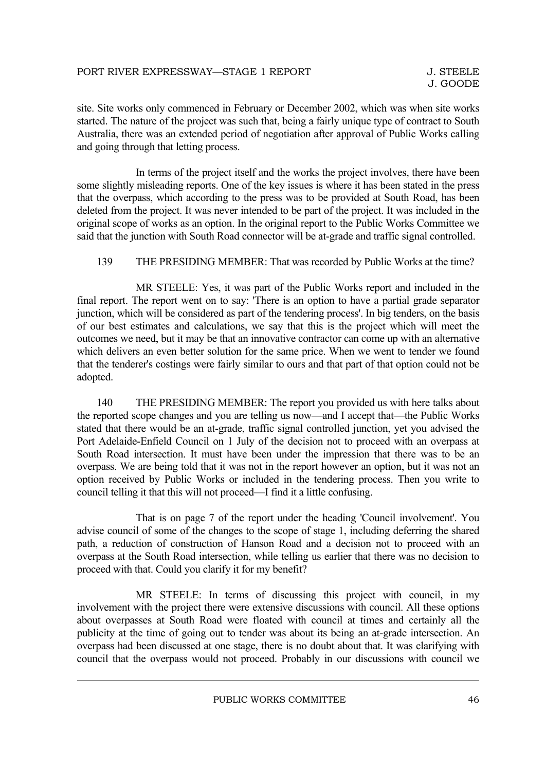site. Site works only commenced in February or December 2002, which was when site works started. The nature of the project was such that, being a fairly unique type of contract to South Australia, there was an extended period of negotiation after approval of Public Works calling and going through that letting process.

In terms of the project itself and the works the project involves, there have been some slightly misleading reports. One of the key issues is where it has been stated in the press that the overpass, which according to the press was to be provided at South Road, has been deleted from the project. It was never intended to be part of the project. It was included in the original scope of works as an option. In the original report to the Public Works Committee we said that the junction with South Road connector will be at-grade and traffic signal controlled.

139 THE PRESIDING MEMBER: That was recorded by Public Works at the time?

MR STEELE: Yes, it was part of the Public Works report and included in the final report. The report went on to say: 'There is an option to have a partial grade separator junction, which will be considered as part of the tendering process'. In big tenders, on the basis of our best estimates and calculations, we say that this is the project which will meet the outcomes we need, but it may be that an innovative contractor can come up with an alternative which delivers an even better solution for the same price. When we went to tender we found that the tenderer's costings were fairly similar to ours and that part of that option could not be adopted.

140 THE PRESIDING MEMBER: The report you provided us with here talks about the reported scope changes and you are telling us now—and I accept that—the Public Works stated that there would be an at-grade, traffic signal controlled junction, yet you advised the Port Adelaide-Enfield Council on 1 July of the decision not to proceed with an overpass at South Road intersection. It must have been under the impression that there was to be an overpass. We are being told that it was not in the report however an option, but it was not an option received by Public Works or included in the tendering process. Then you write to council telling it that this will not proceed—I find it a little confusing.

That is on page 7 of the report under the heading 'Council involvement'. You advise council of some of the changes to the scope of stage 1, including deferring the shared path, a reduction of construction of Hanson Road and a decision not to proceed with an overpass at the South Road intersection, while telling us earlier that there was no decision to proceed with that. Could you clarify it for my benefit?

MR STEELE: In terms of discussing this project with council, in my involvement with the project there were extensive discussions with council. All these options about overpasses at South Road were floated with council at times and certainly all the publicity at the time of going out to tender was about its being an at-grade intersection. An overpass had been discussed at one stage, there is no doubt about that. It was clarifying with council that the overpass would not proceed. Probably in our discussions with council we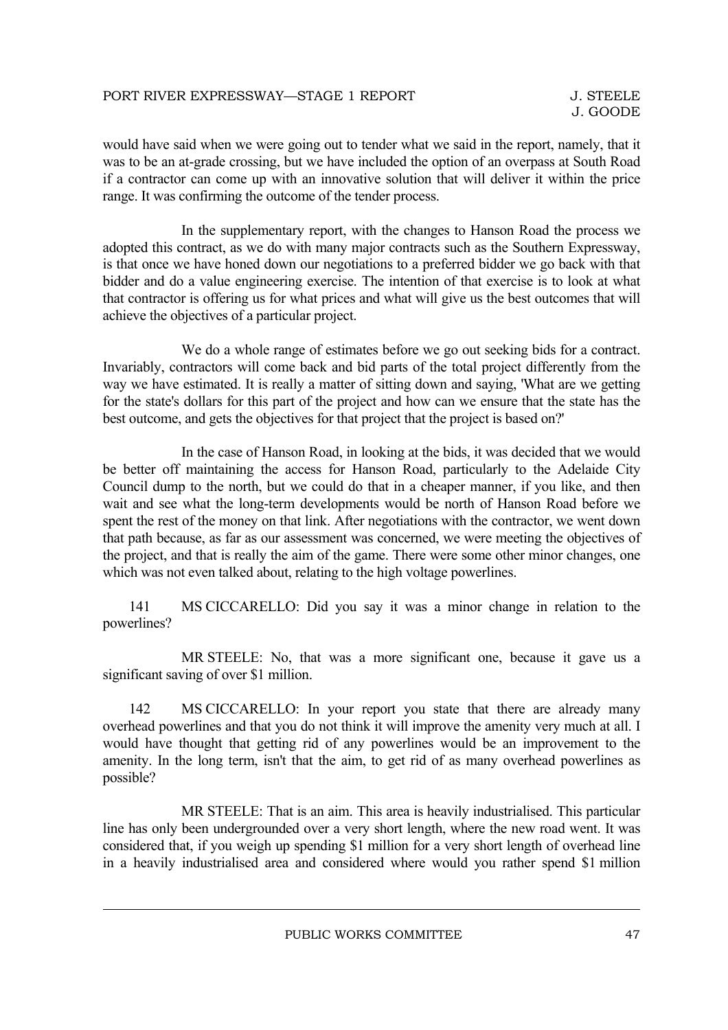would have said when we were going out to tender what we said in the report, namely, that it was to be an at-grade crossing, but we have included the option of an overpass at South Road if a contractor can come up with an innovative solution that will deliver it within the price range. It was confirming the outcome of the tender process.

In the supplementary report, with the changes to Hanson Road the process we adopted this contract, as we do with many major contracts such as the Southern Expressway, is that once we have honed down our negotiations to a preferred bidder we go back with that bidder and do a value engineering exercise. The intention of that exercise is to look at what that contractor is offering us for what prices and what will give us the best outcomes that will achieve the objectives of a particular project.

We do a whole range of estimates before we go out seeking bids for a contract. Invariably, contractors will come back and bid parts of the total project differently from the way we have estimated. It is really a matter of sitting down and saying, 'What are we getting for the state's dollars for this part of the project and how can we ensure that the state has the best outcome, and gets the objectives for that project that the project is based on?'

In the case of Hanson Road, in looking at the bids, it was decided that we would be better off maintaining the access for Hanson Road, particularly to the Adelaide City Council dump to the north, but we could do that in a cheaper manner, if you like, and then wait and see what the long-term developments would be north of Hanson Road before we spent the rest of the money on that link. After negotiations with the contractor, we went down that path because, as far as our assessment was concerned, we were meeting the objectives of the project, and that is really the aim of the game. There were some other minor changes, one which was not even talked about, relating to the high voltage powerlines.

141 MS CICCARELLO: Did you say it was a minor change in relation to the powerlines?

MR STEELE: No, that was a more significant one, because it gave us a significant saving of over $1 million.

142 MS CICCARELLO: In your report you state that there are already many overhead powerlines and that you do not think it will improve the amenity very much at all. I would have thought that getting rid of any powerlines would be an improvement to the amenity. In the long term, isn't that the aim, to get rid of as many overhead powerlines as possible?

MR STEELE: That is an aim. This area is heavily industrialised. This particular line has only been undergrounded over a very short length, where the new road went. It was considered that, if you weigh up spending $1 million for a very short length of overhead line in a heavily industrialised area and considered where would you rather spend $1 million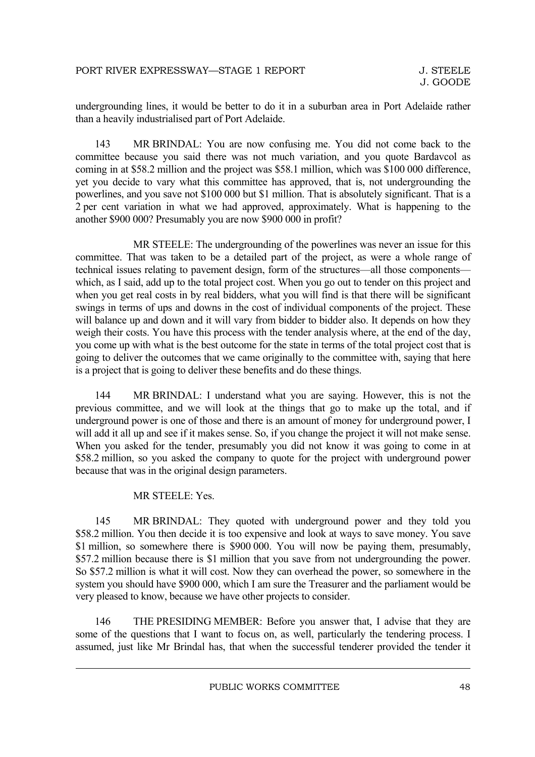undergrounding lines, it would be better to do it in a suburban area in Port Adelaide rather than a heavily industrialised part of Port Adelaide.

143 MR BRINDAL: You are now confusing me. You did not come back to the committee because you said there was not much variation, and you quote Bardavcol as coming in at $58.2 million and the project was $58.1 million, which was $100 000 difference, yet you decide to vary what this committee has approved, that is, not undergrounding the powerlines, and you save not $100 000 but $1 million. That is absolutely significant. That is a 2 per cent variation in what we had approved, approximately. What is happening to the another $900 000? Presumably you are now $900 000 in profit?

MR STEELE: The undergrounding of the powerlines was never an issue for this committee. That was taken to be a detailed part of the project, as were a whole range of technical issues relating to pavement design, form of the structures—all those components—which, as I said, add up to the total project cost. When you go out to tender on this project and when you get real costs in by real bidders, what you will find is that there will be significant swings in terms of ups and downs in the cost of individual components of the project. These will balance up and down and it will vary from bidder to bidder also. It depends on how they weigh their costs. You have this process with the tender analysis where, at the end of the day, you come up with what is the best outcome for the state in terms of the total project cost that is going to deliver the outcomes that we came originally to the committee with, saying that here is a project that is going to deliver these benefits and do these things.

144 MR BRINDAL: I understand what you are saying. However, this is not the previous committee, and we will look at the things that go to make up the total, and if underground power is one of those and there is an amount of money for underground power, I will add it all up and see if it makes sense. So, if you change the project it will not make sense. When you asked for the tender, presumably you did not know it was going to come in at $58.2 million, so you asked the company to quote for the project with underground power because that was in the original design parameters.

MR STEELE: Yes.

145 MR BRINDAL: They quoted with underground power and they told you $58.2 million. You then decide it is too expensive and look at ways to save money. You save $1 million, so somewhere there is $900 000. You will now be paying them, presumably, $57.2 million because there is $1 million that you save from not undergrounding the power. So $57.2 million is what it will cost. Now they can overhead the power, so somewhere in the system you should have $900 000, which I am sure the Treasurer and the parliament would be very pleased to know, because we have other projects to consider.

146 THE PRESIDING MEMBER: Before you answer that, I advise that they are some of the questions that I want to focus on, as well, particularly the tendering process. I assumed, just like Mr Brindal has, that when the successful tenderer provided the tender it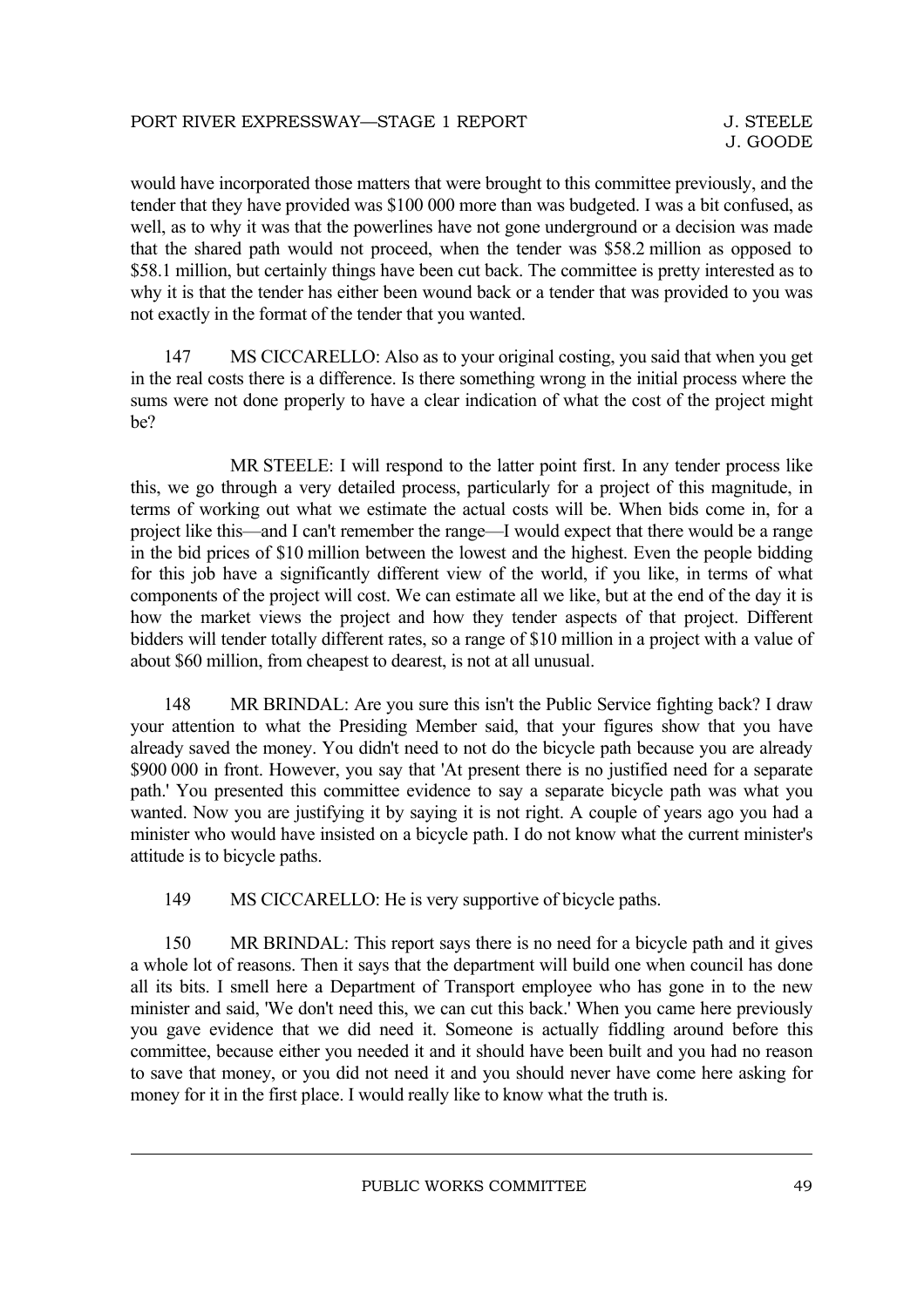would have incorporated those matters that were brought to this committee previously, and the tender that they have provided was $100 000 more than was budgeted. I was a bit confused, as well, as to why it was that the powerlines have not gone underground or a decision was made that the shared path would not proceed, when the tender was $58.2 million as opposed to $58.1 million, but certainly things have been cut back. The committee is pretty interested as to why it is that the tender has either been wound back or a tender that was provided to you was not exactly in the format of the tender that you wanted.

147 MS CICCARELLO: Also as to your original costing, you said that when you get in the real costs there is a difference. Is there something wrong in the initial process where the sums were not done properly to have a clear indication of what the cost of the project might be?

MR STEELE: I will respond to the latter point first. In any tender process like this, we go through a very detailed process, particularly for a project of this magnitude, in terms of working out what we estimate the actual costs will be. When bids come in, for a project like this—and I can't remember the range—I would expect that there would be a range in the bid prices of $10 million between the lowest and the highest. Even the people bidding for this job have a significantly different view of the world, if you like, in terms of what components of the project will cost. We can estimate all we like, but at the end of the day it is how the market views the project and how they tender aspects of that project. Different bidders will tender totally different rates, so a range of $10 million in a project with a value of about $60 million, from cheapest to dearest, is not at all unusual.

148 MR BRINDAL: Are you sure this isn't the Public Service fighting back? I draw your attention to what the Presiding Member said, that your figures show that you have already saved the money. You didn't need to not do the bicycle path because you are already $900 000 in front. However, you say that 'At present there is no justified need for a separate path.' You presented this committee evidence to say a separate bicycle path was what you wanted. Now you are justifying it by saying it is not right. A couple of years ago you had a minister who would have insisted on a bicycle path. I do not know what the current minister's attitude is to bicycle paths.

149 MS CICCARELLO: He is very supportive of bicycle paths.

150 MR BRINDAL: This report says there is no need for a bicycle path and it gives a whole lot of reasons. Then it says that the department will build one when council has done all its bits. I smell here a Department of Transport employee who has gone in to the new minister and said, 'We don't need this, we can cut this back.' When you came here previously you gave evidence that we did need it. Someone is actually fiddling around before this committee, because either you needed it and it should have been built and you had no reason to save that money, or you did not need it and you should never have come here asking for money for it in the first place. I would really like to know what the truth is.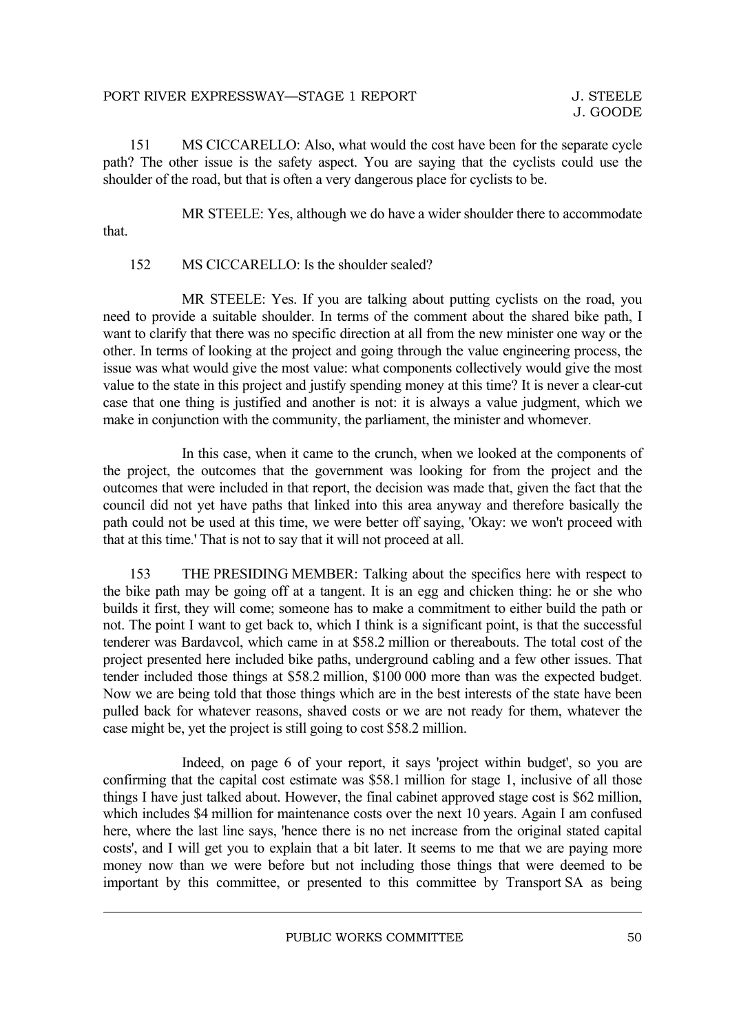151 MS CICCARELLO: Also, what would the cost have been for the separate cycle path? The other issue is the safety aspect. You are saying that the cyclists could use the shoulder of the road, but that is often a very dangerous place for cyclists to be.

MR STEELE: Yes, although we do have a wider shoulder there to accommodate that.

152 MS CICCARELLO: Is the shoulder sealed?

MR STEELE: Yes. If you are talking about putting cyclists on the road, you need to provide a suitable shoulder. In terms of the comment about the shared bike path, I want to clarify that there was no specific direction at all from the new minister one way or the other. In terms of looking at the project and going through the value engineering process, the issue was what would give the most value: what components collectively would give the most value to the state in this project and justify spending money at this time? It is never a clear-cut case that one thing is justified and another is not: it is always a value judgment, which we make in conjunction with the community, the parliament, the minister and whomever.

In this case, when it came to the crunch, when we looked at the components of the project, the outcomes that the government was looking for from the project and the outcomes that were included in that report, the decision was made that, given the fact that the council did not yet have paths that linked into this area anyway and therefore basically the path could not be used at this time, we were better off saying, 'Okay: we won't proceed with that at this time.' That is not to say that it will not proceed at all.

153 THE PRESIDING MEMBER: Talking about the specifics here with respect to the bike path may be going off at a tangent. It is an egg and chicken thing: he or she who builds it first, they will come; someone has to make a commitment to either build the path or not. The point I want to get back to, which I think is a significant point, is that the successful tenderer was Bardavcol, which came in at \$58.2 million or thereabouts. The total cost of the project presented here included bike paths, underground cabling and a few other issues. That tender included those things at \$58.2 million, \$100 000 more than was the expected budget. Now we are being told that those things which are in the best interests of the state have been pulled back for whatever reasons, shaved costs or we are not ready for them, whatever the case might be, yet the project is still going to cost \$58.2 million.

Indeed, on page 6 of your report, it says 'project within budget', so you are confirming that the capital cost estimate was \$58.1 million for stage 1, inclusive of all those things I have just talked about. However, the final cabinet approved stage cost is \$62 million, which includes \$4 million for maintenance costs over the next 10 years. Again I am confused here, where the last line says, 'hence there is no net increase from the original stated capital costs', and I will get you to explain that a bit later. It seems to me that we are paying more money now than we were before but not including those things that were deemed to be important by this committee, or presented to this committee by Transport SA as being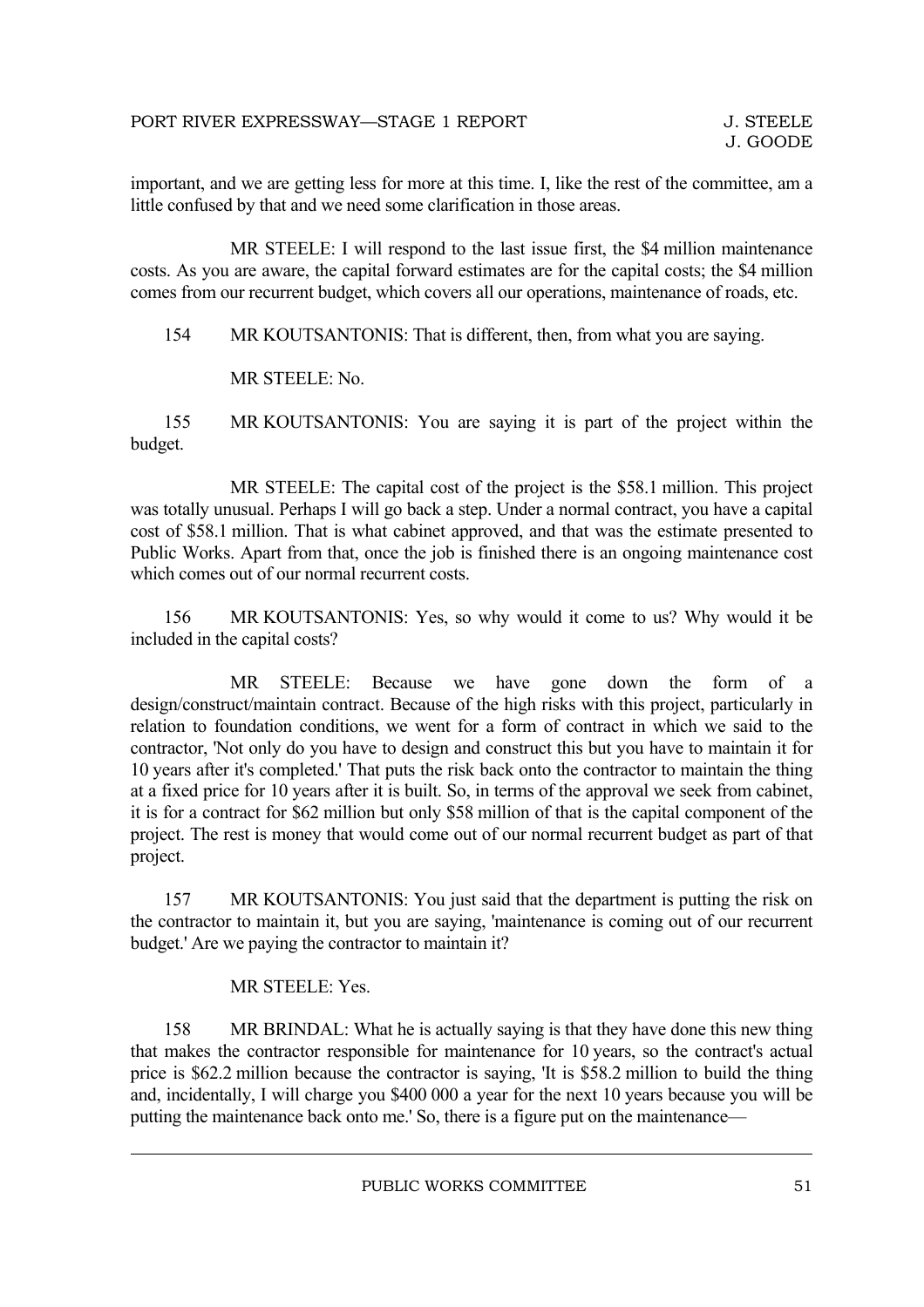important, and we are getting less for more at this time. I, like the rest of the committee, am a little confused by that and we need some clarification in those areas.

MR STEELE: I will respond to the last issue first, the $4 million maintenance costs. As you are aware, the capital forward estimates are for the capital costs; the $4 million comes from our recurrent budget, which covers all our operations, maintenance of roads, etc.

154 MR KOUTSANTONIS: That is different, then, from what you are saying.

MR STEELE: No.

155 MR KOUTSANTONIS: You are saying it is part of the project within the budget.

MR STEELE: The capital cost of the project is the $58.1 million. This project was totally unusual. Perhaps I will go back a step. Under a normal contract, you have a capital cost of $58.1 million. That is what cabinet approved, and that was the estimate presented to Public Works. Apart from that, once the job is finished there is an ongoing maintenance cost which comes out of our normal recurrent costs.

156 MR KOUTSANTONIS: Yes, so why would it come to us? Why would it be included in the capital costs?

MR STEELE: Because we have gone down the form of a design/construct/maintain contract. Because of the high risks with this project, particularly in relation to foundation conditions, we went for a form of contract in which we said to the contractor, 'Not only do you have to design and construct this but you have to maintain it for 10 years after it's completed.' That puts the risk back onto the contractor to maintain the thing at a fixed price for 10 years after it is built. So, in terms of the approval we seek from cabinet, it is for a contract for $62 million but only $58 million of that is the capital component of the project. The rest is money that would come out of our normal recurrent budget as part of that project.

157 MR KOUTSANTONIS: You just said that the department is putting the risk on the contractor to maintain it, but you are saying, 'maintenance is coming out of our recurrent budget.' Are we paying the contractor to maintain it?

MR STEELE: Yes.

158 MR BRINDAL: What he is actually saying is that they have done this new thing that makes the contractor responsible for maintenance for 10 years, so the contract's actual price is $62.2 million because the contractor is saying, 'It is $58.2 million to build the thing and, incidentally, I will charge you $400 000 a year for the next 10 years because you will be putting the maintenance back onto me.' So, there is a figure put on the maintenance—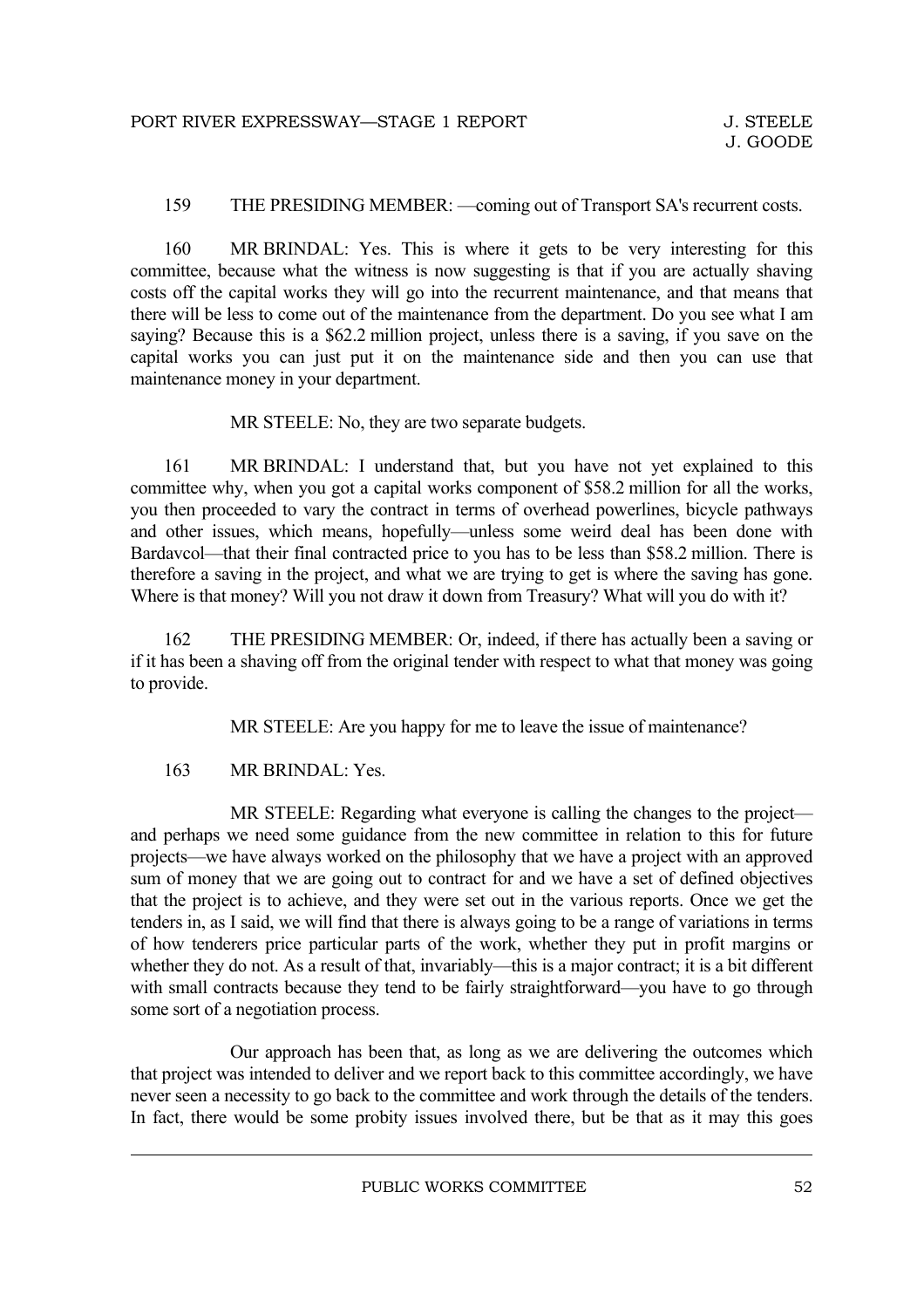159 THE PRESIDING MEMBER: —coming out of Transport SA's recurrent costs.

160 MR BRINDAL: Yes. This is where it gets to be very interesting for this committee, because what the witness is now suggesting is that if you are actually shaving costs off the capital works they will go into the recurrent maintenance, and that means that there will be less to come out of the maintenance from the department. Do you see what I am saying? Because this is a $62.2 million project, unless there is a saving, if you save on the capital works you can just put it on the maintenance side and then you can use that maintenance money in your department.

MR STEELE: No, they are two separate budgets.

161 MR BRINDAL: I understand that, but you have not yet explained to this committee why, when you got a capital works component of $58.2 million for all the works, you then proceeded to vary the contract in terms of overhead powerlines, bicycle pathways and other issues, which means, hopefully—unless some weird deal has been done with Bardavcol—that their final contracted price to you has to be less than $58.2 million. There is therefore a saving in the project, and what we are trying to get is where the saving has gone. Where is that money? Will you not draw it down from Treasury? What will you do with it?

162 THE PRESIDING MEMBER: Or, indeed, if there has actually been a saving or if it has been a shaving off from the original tender with respect to what that money was going to provide.

MR STEELE: Are you happy for me to leave the issue of maintenance?

163 MR BRINDAL: Yes.

MR STEELE: Regarding what everyone is calling the changes to the project—and perhaps we need some guidance from the new committee in relation to this for future projects—we have always worked on the philosophy that we have a project with an approved sum of money that we are going out to contract for and we have a set of defined objectives that the project is to achieve, and they were set out in the various reports. Once we get the tenders in, as I said, we will find that there is always going to be a range of variations in terms of how tenderers price particular parts of the work, whether they put in profit margins or whether they do not. As a result of that, invariably—this is a major contract; it is a bit different with small contracts because they tend to be fairly straightforward—you have to go through some sort of a negotiation process.

Our approach has been that, as long as we are delivering the outcomes which that project was intended to deliver and we report back to this committee accordingly, we have never seen a necessity to go back to the committee and work through the details of the tenders. In fact, there would be some probity issues involved there, but be that as it may this goes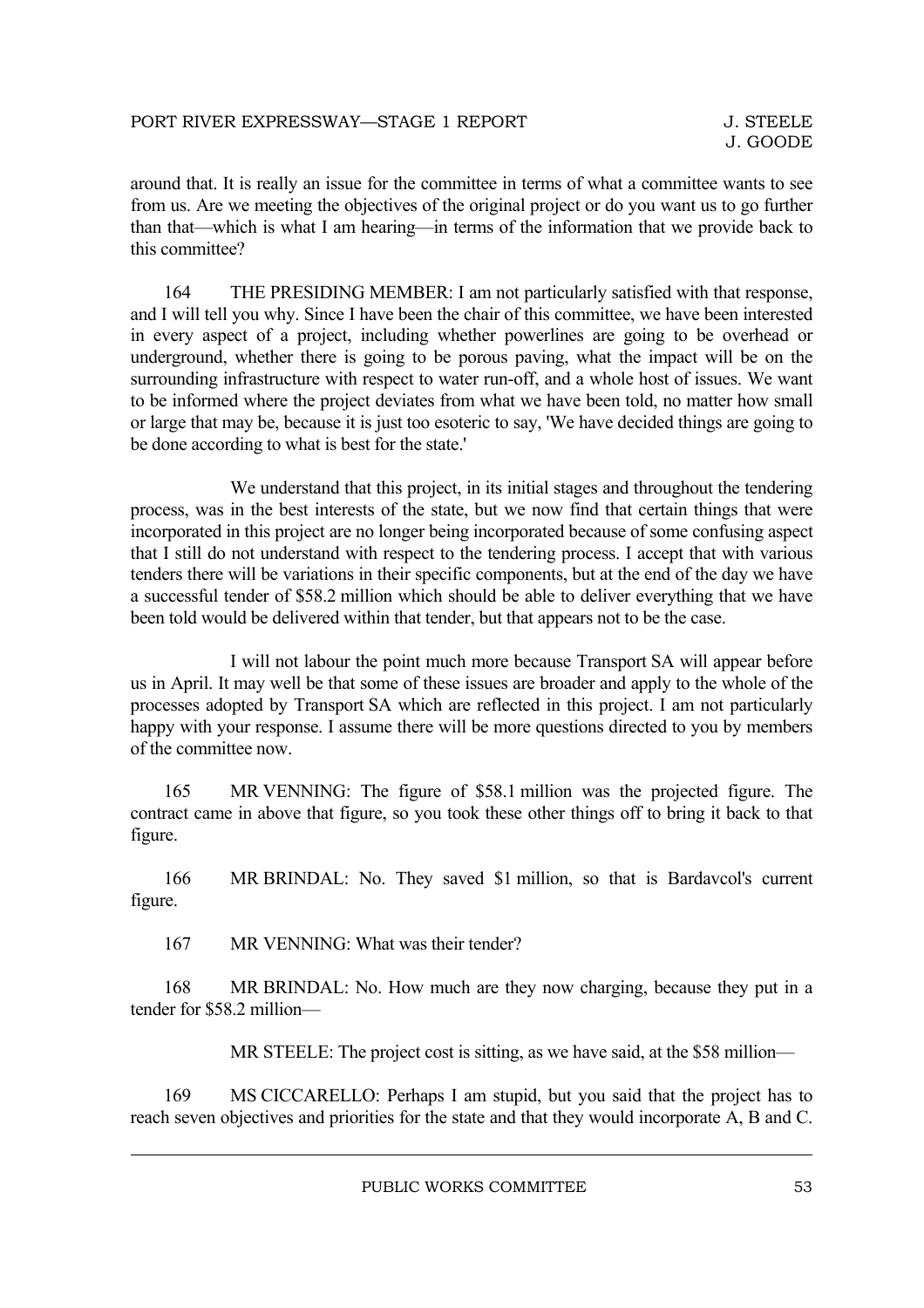around that. It is really an issue for the committee in terms of what a committee wants to see from us. Are we meeting the objectives of the original project or do you want us to go further than that—which is what I am hearing—in terms of the information that we provide back to this committee?

164 THE PRESIDING MEMBER: I am not particularly satisfied with that response, and I will tell you why. Since I have been the chair of this committee, we have been interested in every aspect of a project, including whether powerlines are going to be overhead or underground, whether there is going to be porous paving, what the impact will be on the surrounding infrastructure with respect to water run-off, and a whole host of issues. We want to be informed where the project deviates from what we have been told, no matter how small or large that may be, because it is just too esoteric to say, 'We have decided things are going to be done according to what is best for the state.'

We understand that this project, in its initial stages and throughout the tendering process, was in the best interests of the state, but we now find that certain things that were incorporated in this project are no longer being incorporated because of some confusing aspect that I still do not understand with respect to the tendering process. I accept that with various tenders there will be variations in their specific components, but at the end of the day we have a successful tender of \$58.2 million which should be able to deliver everything that we have been told would be delivered within that tender, but that appears not to be the case.

I will not labour the point much more because Transport SA will appear before us in April. It may well be that some of these issues are broader and apply to the whole of the processes adopted by Transport SA which are reflected in this project. I am not particularly happy with your response. I assume there will be more questions directed to you by members of the committee now.

165 MR VENNING: The figure of \$58.1 million was the projected figure. The contract came in above that figure, so you took these other things off to bring it back to that figure.

166 MR BRINDAL: No. They saved \$1 million, so that is Bardavcol's current figure.

167 MR VENNING: What was their tender?

168 MR BRINDAL: No. How much are they now charging, because they put in a tender for \$58.2 million—

MR STEELE: The project cost is sitting, as we have said, at the \$58 million—

169 MS CICCARELLO: Perhaps I am stupid, but you said that the project has to reach seven objectives and priorities for the state and that they would incorporate A, B and C.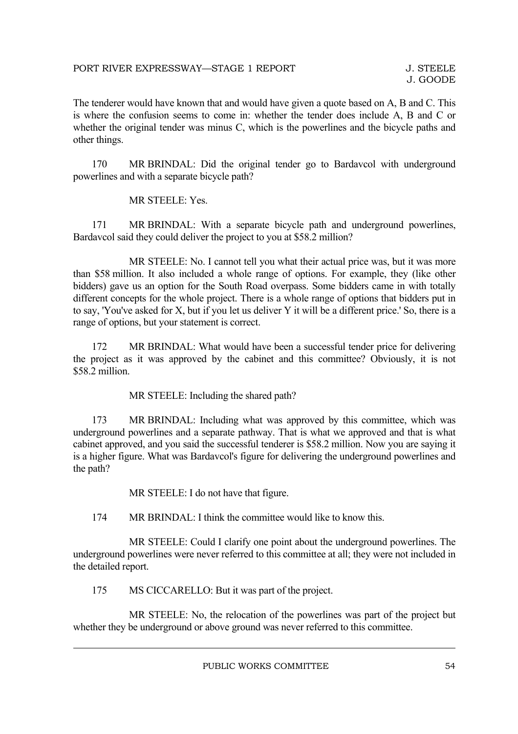The tenderer would have known that and would have given a quote based on A, B and C. This is where the confusion seems to come in: whether the tender does include A, B and C or whether the original tender was minus C, which is the powerlines and the bicycle paths and other things.

170 MR BRINDAL: Did the original tender go to Bardavcol with underground powerlines and with a separate bicycle path?

MR STEELE: Yes.

171 MR BRINDAL: With a separate bicycle path and underground powerlines, Bardavcol said they could deliver the project to you at $58.2 million?

MR STEELE: No. I cannot tell you what their actual price was, but it was more than $58 million. It also included a whole range of options. For example, they (like other bidders) gave us an option for the South Road overpass. Some bidders came in with totally different concepts for the whole project. There is a whole range of options that bidders put in to say, 'You've asked for X, but if you let us deliver Y it will be a different price.' So, there is a range of options, but your statement is correct.

172 MR BRINDAL: What would have been a successful tender price for delivering the project as it was approved by the cabinet and this committee? Obviously, it is not $58.2 million.

MR STEELE: Including the shared path?

173 MR BRINDAL: Including what was approved by this committee, which was underground powerlines and a separate pathway. That is what we approved and that is what cabinet approved, and you said the successful tenderer is $58.2 million. Now you are saying it is a higher figure. What was Bardavcol's figure for delivering the underground powerlines and the path?

MR STEELE: I do not have that figure.

174 MR BRINDAL: I think the committee would like to know this.

MR STEELE: Could I clarify one point about the underground powerlines. The underground powerlines were never referred to this committee at all; they were not included in the detailed report.

175 MS CICCARELLO: But it was part of the project.

MR STEELE: No, the relocation of the powerlines was part of the project but whether they be underground or above ground was never referred to this committee.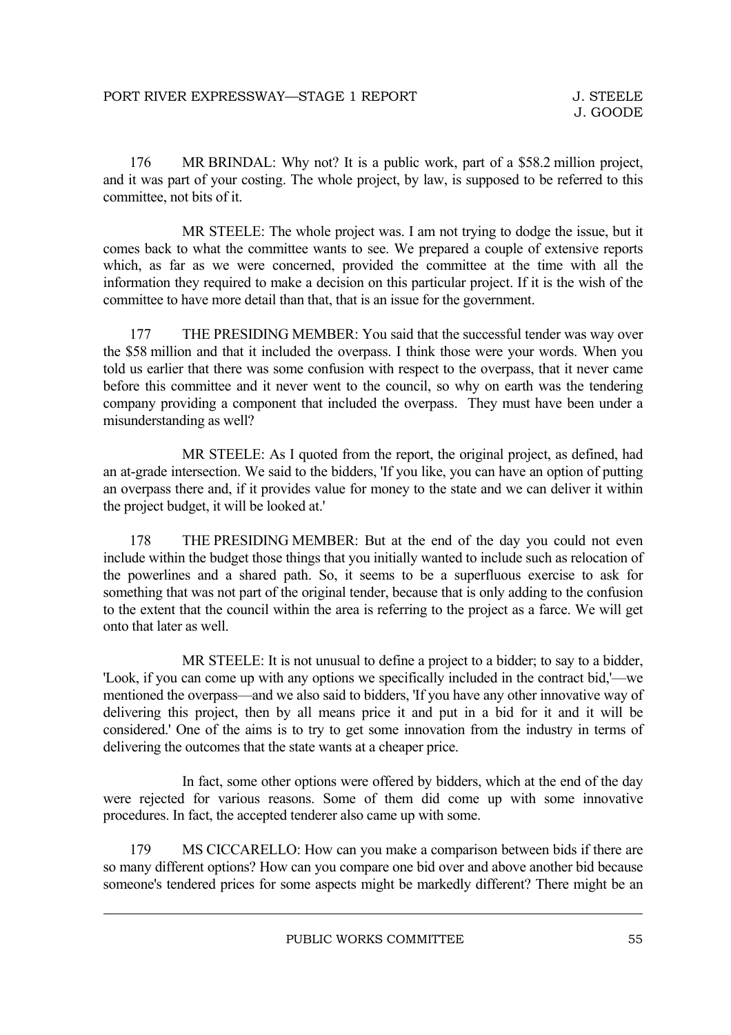176 MR BRINDAL: Why not? It is a public work, part of a $58.2 million project, and it was part of your costing. The whole project, by law, is supposed to be referred to this committee, not bits of it.

MR STEELE: The whole project was. I am not trying to dodge the issue, but it comes back to what the committee wants to see. We prepared a couple of extensive reports which, as far as we were concerned, provided the committee at the time with all the information they required to make a decision on this particular project. If it is the wish of the committee to have more detail than that, that is an issue for the government.

177 THE PRESIDING MEMBER: You said that the successful tender was way over the $58 million and that it included the overpass. I think those were your words. When you told us earlier that there was some confusion with respect to the overpass, that it never came before this committee and it never went to the council, so why on earth was the tendering company providing a component that included the overpass. They must have been under a misunderstanding as well?

MR STEELE: As I quoted from the report, the original project, as defined, had an at-grade intersection. We said to the bidders, 'If you like, you can have an option of putting an overpass there and, if it provides value for money to the state and we can deliver it within the project budget, it will be looked at.'

178 THE PRESIDING MEMBER: But at the end of the day you could not even include within the budget those things that you initially wanted to include such as relocation of the powerlines and a shared path. So, it seems to be a superfluous exercise to ask for something that was not part of the original tender, because that is only adding to the confusion to the extent that the council within the area is referring to the project as a farce. We will get onto that later as well.

MR STEELE: It is not unusual to define a project to a bidder; to say to a bidder, 'Look, if you can come up with any options we specifically included in the contract bid,'—we mentioned the overpass—and we also said to bidders, 'If you have any other innovative way of delivering this project, then by all means price it and put in a bid for it and it will be considered.' One of the aims is to try to get some innovation from the industry in terms of delivering the outcomes that the state wants at a cheaper price.

In fact, some other options were offered by bidders, which at the end of the day were rejected for various reasons. Some of them did come up with some innovative procedures. In fact, the accepted tenderer also came up with some.

179 MS CICCARELLO: How can you make a comparison between bids if there are so many different options? How can you compare one bid over and above another bid because someone's tendered prices for some aspects might be markedly different? There might be an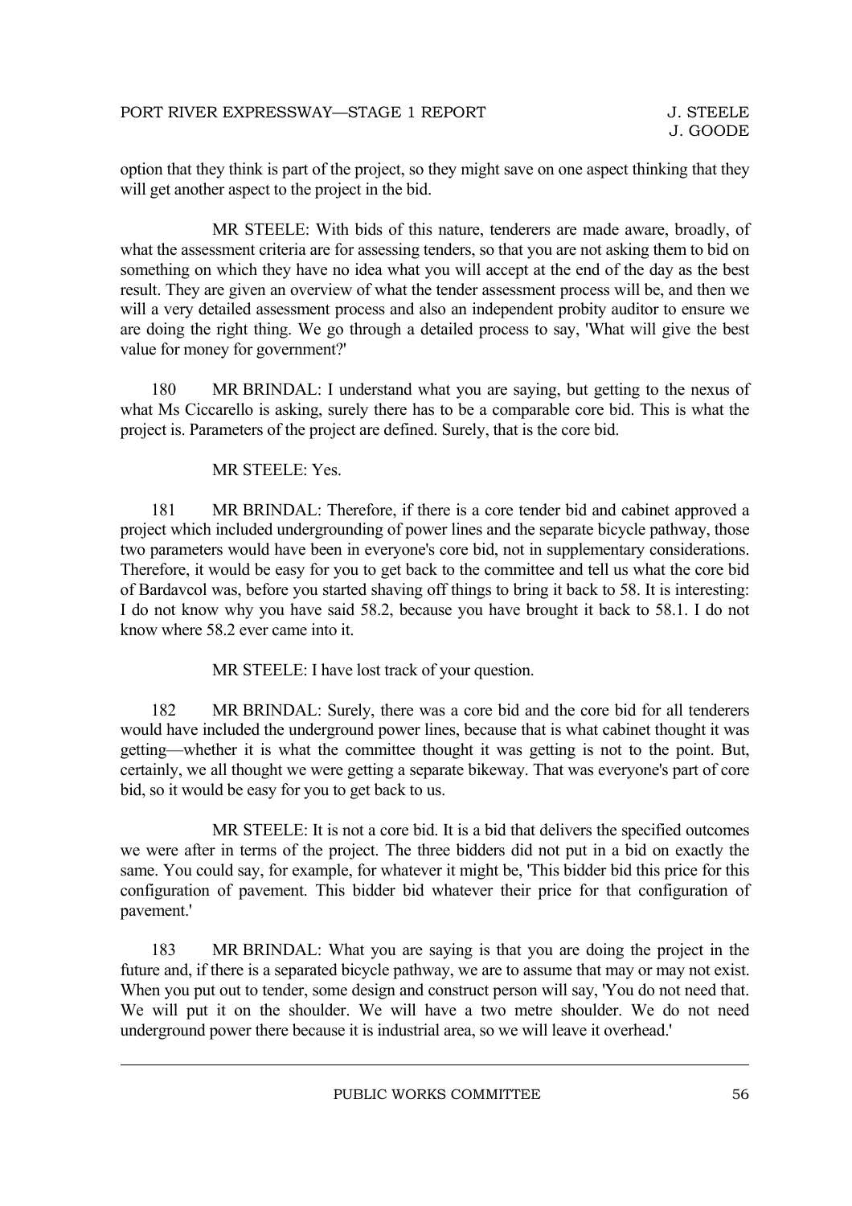option that they think is part of the project, so they might save on one aspect thinking that they will get another aspect to the project in the bid.

MR STEELE: With bids of this nature, tenderers are made aware, broadly, of what the assessment criteria are for assessing tenders, so that you are not asking them to bid on something on which they have no idea what you will accept at the end of the day as the best result. They are given an overview of what the tender assessment process will be, and then we will a very detailed assessment process and also an independent probity auditor to ensure we are doing the right thing. We go through a detailed process to say, 'What will give the best value for money for government?'

180 MR BRINDAL: I understand what you are saying, but getting to the nexus of what Ms Ciccarello is asking, surely there has to be a comparable core bid. This is what the project is. Parameters of the project are defined. Surely, that is the core bid.

MR STEELE: Yes.

181 MR BRINDAL: Therefore, if there is a core tender bid and cabinet approved a project which included undergrounding of power lines and the separate bicycle pathway, those two parameters would have been in everyone's core bid, not in supplementary considerations. Therefore, it would be easy for you to get back to the committee and tell us what the core bid of Bardavcol was, before you started shaving off things to bring it back to 58. It is interesting: I do not know why you have said 58.2, because you have brought it back to 58.1. I do not know where 58.2 ever came into it.

MR STEELE: I have lost track of your question.

182 MR BRINDAL: Surely, there was a core bid and the core bid for all tenderers would have included the underground power lines, because that is what cabinet thought it was getting—whether it is what the committee thought it was getting is not to the point. But, certainly, we all thought we were getting a separate bikeway. That was everyone's part of core bid, so it would be easy for you to get back to us.

MR STEELE: It is not a core bid. It is a bid that delivers the specified outcomes we were after in terms of the project. The three bidders did not put in a bid on exactly the same. You could say, for example, for whatever it might be, 'This bidder bid this price for this configuration of pavement. This bidder bid whatever their price for that configuration of pavement.'

183 MR BRINDAL: What you are saying is that you are doing the project in the future and, if there is a separated bicycle pathway, we are to assume that may or may not exist. When you put out to tender, some design and construct person will say, 'You do not need that. We will put it on the shoulder. We will have a two metre shoulder. We do not need underground power there because it is industrial area, so we will leave it overhead.'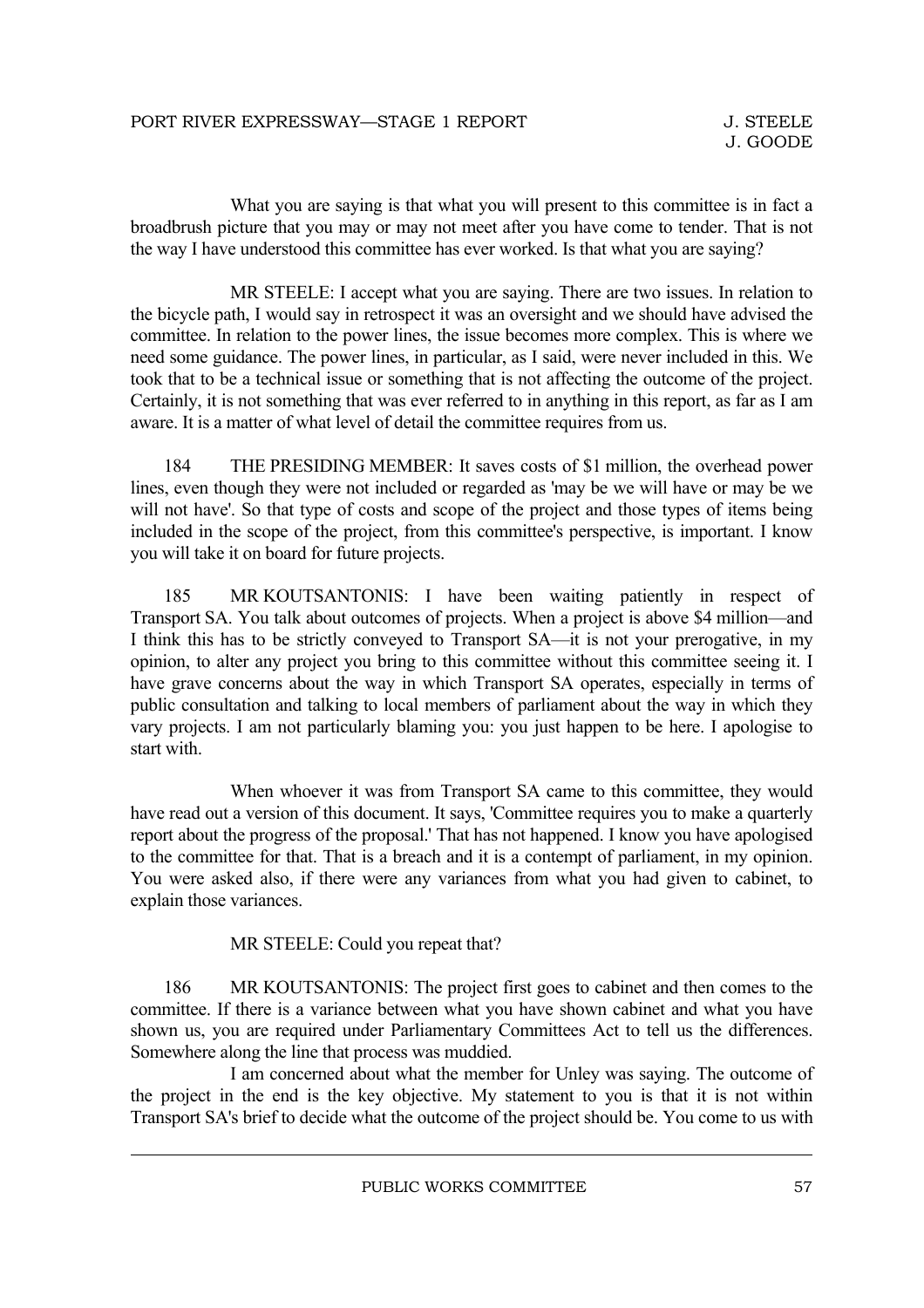What you are saying is that what you will present to this committee is in fact a broadbrush picture that you may or may not meet after you have come to tender. That is not the way I have understood this committee has ever worked. Is that what you are saying?

MR STEELE: I accept what you are saying. There are two issues. In relation to the bicycle path, I would say in retrospect it was an oversight and we should have advised the committee. In relation to the power lines, the issue becomes more complex. This is where we need some guidance. The power lines, in particular, as I said, were never included in this. We took that to be a technical issue or something that is not affecting the outcome of the project. Certainly, it is not something that was ever referred to in anything in this report, as far as I am aware. It is a matter of what level of detail the committee requires from us.

184 THE PRESIDING MEMBER: It saves costs of $1 million, the overhead power lines, even though they were not included or regarded as 'may be we will have or may be we will not have'. So that type of costs and scope of the project and those types of items being included in the scope of the project, from this committee's perspective, is important. I know you will take it on board for future projects.

185 MR KOUTSANTONIS: I have been waiting patiently in respect of Transport SA. You talk about outcomes of projects. When a project is above $4 million—and I think this has to be strictly conveyed to Transport SA—it is not your prerogative, in my opinion, to alter any project you bring to this committee without this committee seeing it. I have grave concerns about the way in which Transport SA operates, especially in terms of public consultation and talking to local members of parliament about the way in which they vary projects. I am not particularly blaming you: you just happen to be here. I apologise to start with.

When whoever it was from Transport SA came to this committee, they would have read out a version of this document. It says, 'Committee requires you to make a quarterly report about the progress of the proposal.' That has not happened. I know you have apologised to the committee for that. That is a breach and it is a contempt of parliament, in my opinion. You were asked also, if there were any variances from what you had given to cabinet, to explain those variances.

MR STEELE: Could you repeat that?

186 MR KOUTSANTONIS: The project first goes to cabinet and then comes to the committee. If there is a variance between what you have shown cabinet and what you have shown us, you are required under Parliamentary Committees Act to tell us the differences. Somewhere along the line that process was muddied.

I am concerned about what the member for Unley was saying. The outcome of the project in the end is the key objective. My statement to you is that it is not within Transport SA's brief to decide what the outcome of the project should be. You come to us with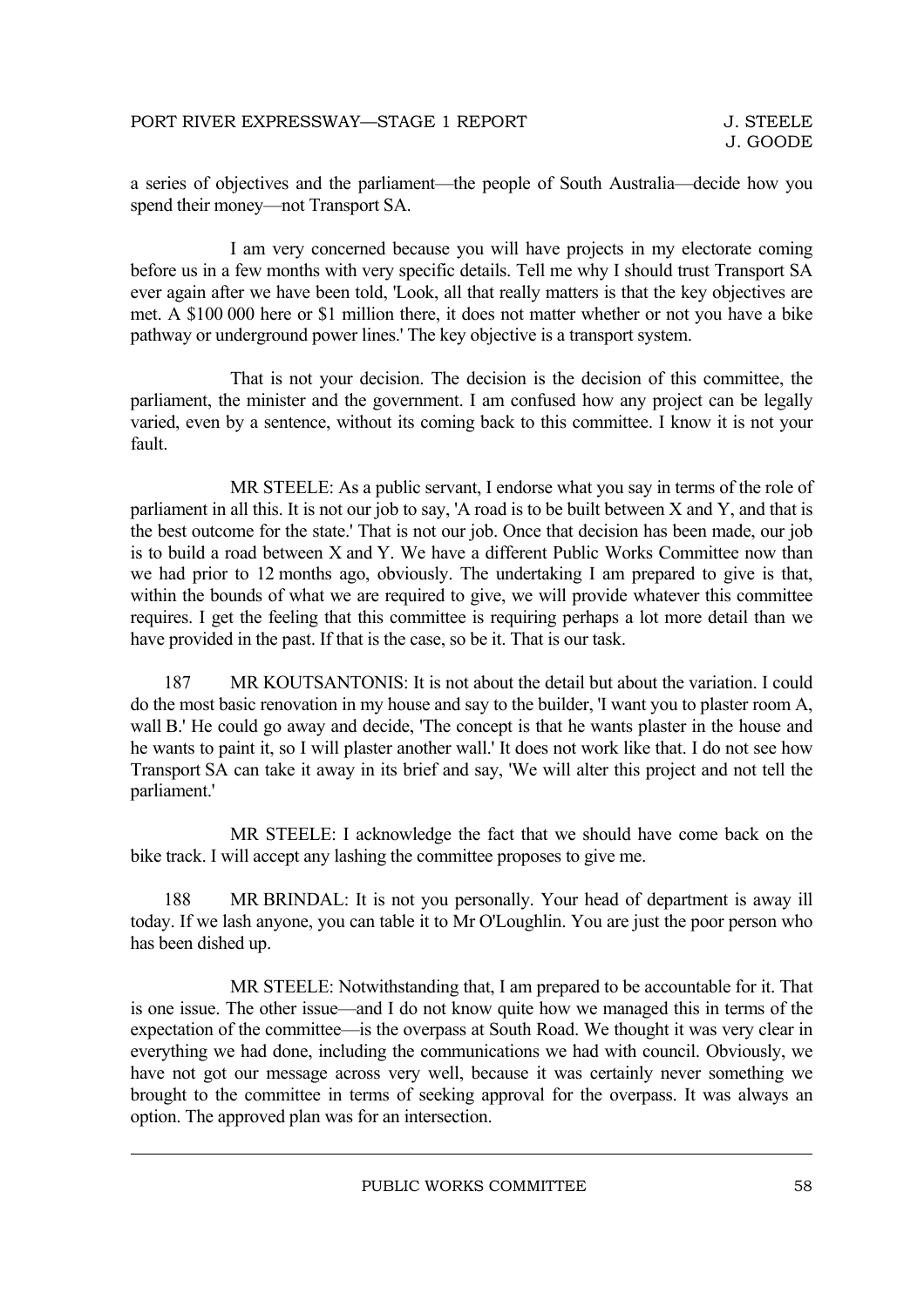a series of objectives and the parliament—the people of South Australia—decide how you spend their money—not Transport SA.

I am very concerned because you will have projects in my electorate coming before us in a few months with very specific details. Tell me why I should trust Transport SA ever again after we have been told, 'Look, all that really matters is that the key objectives are met. A $100 000 here or $1 million there, it does not matter whether or not you have a bike pathway or underground power lines.' The key objective is a transport system.

That is not your decision. The decision is the decision of this committee, the parliament, the minister and the government. I am confused how any project can be legally varied, even by a sentence, without its coming back to this committee. I know it is not your fault.

MR STEELE: As a public servant, I endorse what you say in terms of the role of parliament in all this. It is not our job to say, 'A road is to be built between X and Y, and that is the best outcome for the state.' That is not our job. Once that decision has been made, our job is to build a road between X and Y. We have a different Public Works Committee now than we had prior to 12 months ago, obviously. The undertaking I am prepared to give is that, within the bounds of what we are required to give, we will provide whatever this committee requires. I get the feeling that this committee is requiring perhaps a lot more detail than we have provided in the past. If that is the case, so be it. That is our task.

187 MR KOUTSANTONIS: It is not about the detail but about the variation. I could do the most basic renovation in my house and say to the builder, 'I want you to plaster room A, wall B.' He could go away and decide, 'The concept is that he wants plaster in the house and he wants to paint it, so I will plaster another wall.' It does not work like that. I do not see how Transport SA can take it away in its brief and say, 'We will alter this project and not tell the parliament.'

MR STEELE: I acknowledge the fact that we should have come back on the bike track. I will accept any lashing the committee proposes to give me.

188 MR BRINDAL: It is not you personally. Your head of department is away ill today. If we lash anyone, you can table it to Mr O'Loughlin. You are just the poor person who has been dished up.

MR STEELE: Notwithstanding that, I am prepared to be accountable for it. That is one issue. The other issue—and I do not know quite how we managed this in terms of the expectation of the committee—is the overpass at South Road. We thought it was very clear in everything we had done, including the communications we had with council. Obviously, we have not got our message across very well, because it was certainly never something we brought to the committee in terms of seeking approval for the overpass. It was always an option. The approved plan was for an intersection.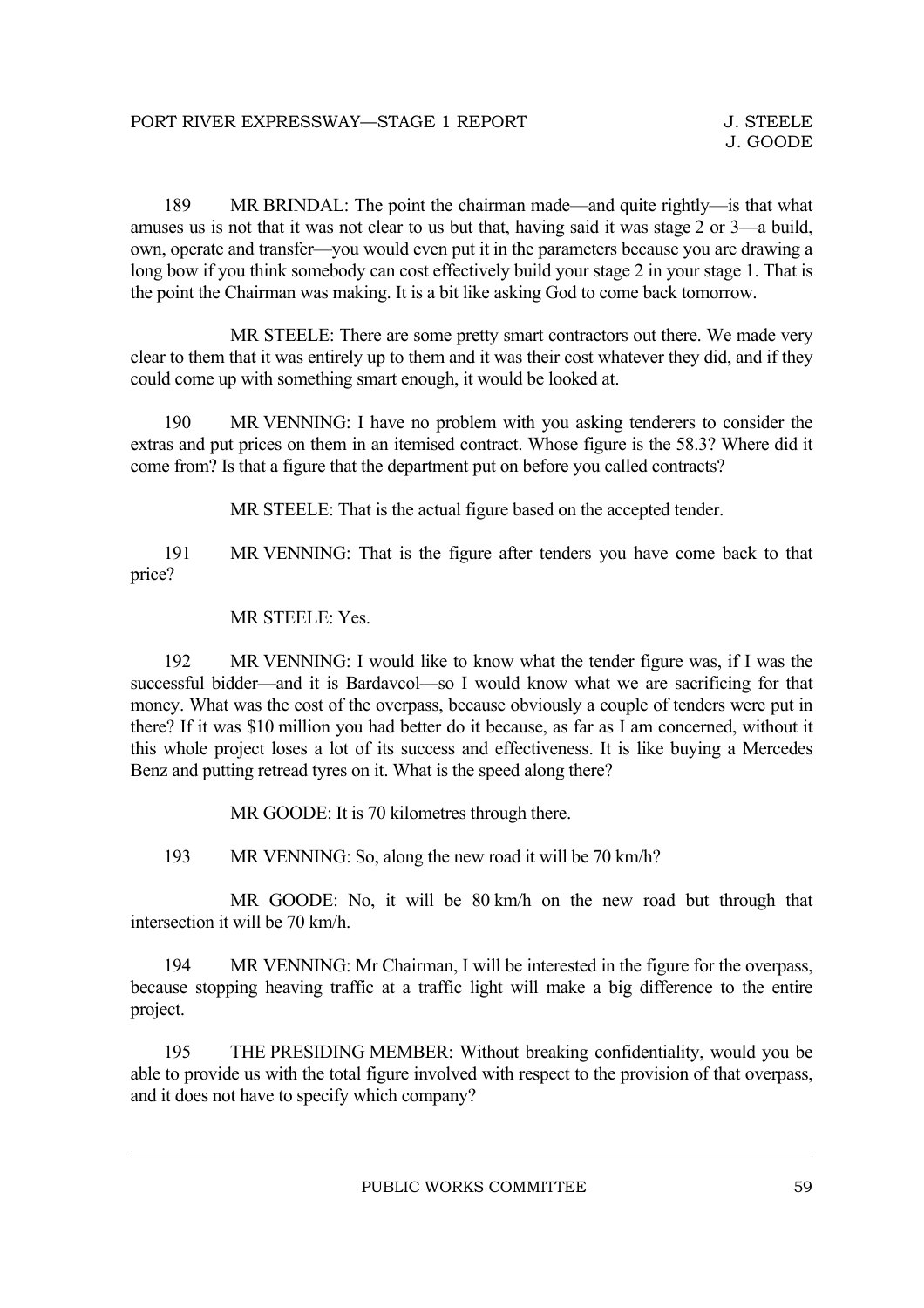189 MR BRINDAL: The point the chairman made—and quite rightly—is that what amuses us is not that it was not clear to us but that, having said it was stage 2 or 3—a build, own, operate and transfer—you would even put it in the parameters because you are drawing a long bow if you think somebody can cost effectively build your stage 2 in your stage 1. That is the point the Chairman was making. It is a bit like asking God to come back tomorrow.

MR STEELE: There are some pretty smart contractors out there. We made very clear to them that it was entirely up to them and it was their cost whatever they did, and if they could come up with something smart enough, it would be looked at.

190 MR VENNING: I have no problem with you asking tenderers to consider the extras and put prices on them in an itemised contract. Whose figure is the 58.3? Where did it come from? Is that a figure that the department put on before you called contracts?

MR STEELE: That is the actual figure based on the accepted tender.

191 MR VENNING: That is the figure after tenders you have come back to that price?

MR STEELE: Yes.

192 MR VENNING: I would like to know what the tender figure was, if I was the successful bidder—and it is Bardavcol—so I would know what we are sacrificing for that money. What was the cost of the overpass, because obviously a couple of tenders were put in there? If it was $10 million you had better do it because, as far as I am concerned, without it this whole project loses a lot of its success and effectiveness. It is like buying a Mercedes Benz and putting retread tyres on it. What is the speed along there?

MR GOODE: It is 70 kilometres through there.

193 MR VENNING: So, along the new road it will be 70 km/h?

MR GOODE: No, it will be 80 km/h on the new road but through that intersection it will be 70 km/h.

194 MR VENNING: Mr Chairman, I will be interested in the figure for the overpass, because stopping heaving traffic at a traffic light will make a big difference to the entire project.

195 THE PRESIDING MEMBER: Without breaking confidentiality, would you be able to provide us with the total figure involved with respect to the provision of that overpass, and it does not have to specify which company?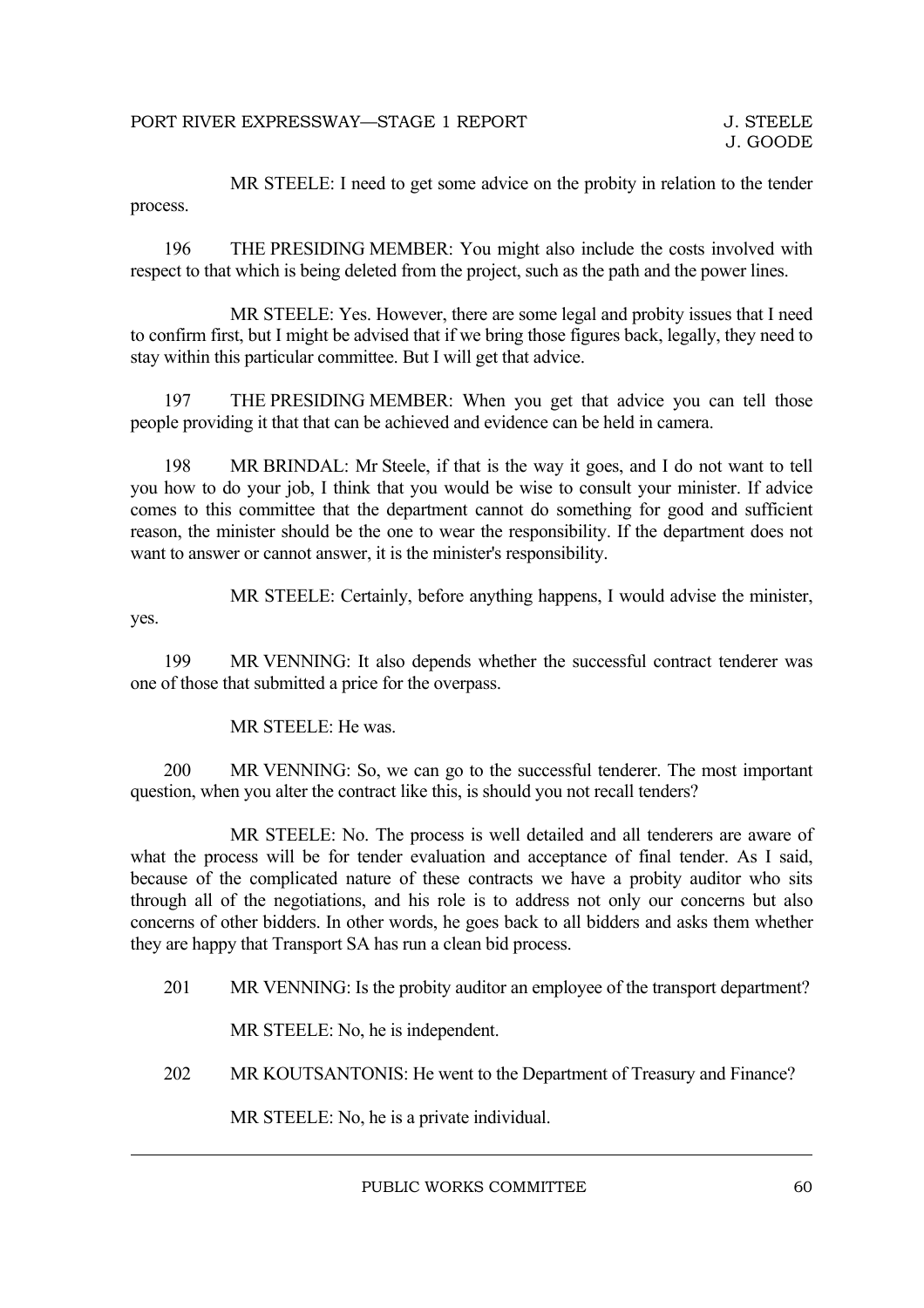MR STEELE: I need to get some advice on the probity in relation to the tender process.

196 THE PRESIDING MEMBER: You might also include the costs involved with respect to that which is being deleted from the project, such as the path and the power lines.

MR STEELE: Yes. However, there are some legal and probity issues that I need to confirm first, but I might be advised that if we bring those figures back, legally, they need to stay within this particular committee. But I will get that advice.

197 THE PRESIDING MEMBER: When you get that advice you can tell those people providing it that that can be achieved and evidence can be held in camera.

198 MR BRINDAL: Mr Steele, if that is the way it goes, and I do not want to tell you how to do your job, I think that you would be wise to consult your minister. If advice comes to this committee that the department cannot do something for good and sufficient reason, the minister should be the one to wear the responsibility. If the department does not want to answer or cannot answer, it is the minister's responsibility.

MR STEELE: Certainly, before anything happens, I would advise the minister, yes.

199 MR VENNING: It also depends whether the successful contract tenderer was one of those that submitted a price for the overpass.

MR STEELE: He was.

200 MR VENNING: So, we can go to the successful tenderer. The most important question, when you alter the contract like this, is should you not recall tenders?

MR STEELE: No. The process is well detailed and all tenderers are aware of what the process will be for tender evaluation and acceptance of final tender. As I said, because of the complicated nature of these contracts we have a probity auditor who sits through all of the negotiations, and his role is to address not only our concerns but also concerns of other bidders. In other words, he goes back to all bidders and asks them whether they are happy that Transport SA has run a clean bid process.

201 MR VENNING: Is the probity auditor an employee of the transport department?

MR STEELE: No, he is independent.

202 MR KOUTSANTONIS: He went to the Department of Treasury and Finance?

MR STEELE: No, he is a private individual.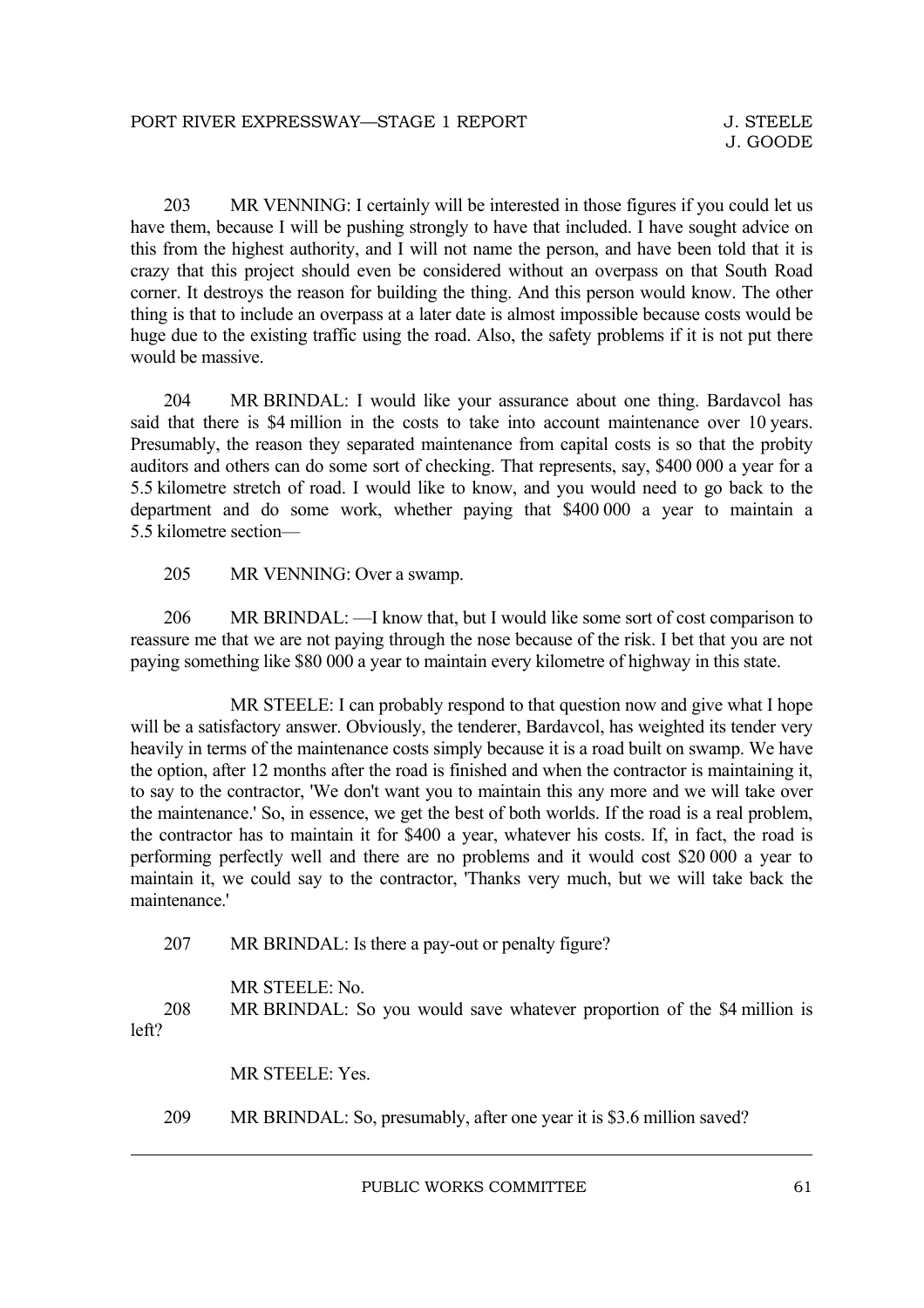203 MR VENNING: I certainly will be interested in those figures if you could let us have them, because I will be pushing strongly to have that included. I have sought advice on this from the highest authority, and I will not name the person, and have been told that it is crazy that this project should even be considered without an overpass on that South Road corner. It destroys the reason for building the thing. And this person would know. The other thing is that to include an overpass at a later date is almost impossible because costs would be huge due to the existing traffic using the road. Also, the safety problems if it is not put there would be massive.

204 MR BRINDAL: I would like your assurance about one thing. Bardavcol has said that there is \$4 million in the costs to take into account maintenance over 10 years. Presumably, the reason they separated maintenance from capital costs is so that the probity auditors and others can do some sort of checking. That represents, say, \$400 000 a year for a 5.5 kilometre stretch of road. I would like to know, and you would need to go back to the department and do some work, whether paying that \$400 000 a year to maintain a 5.5 kilometre section—

205 MR VENNING: Over a swamp.

206 MR BRINDAL: —I know that, but I would like some sort of cost comparison to reassure me that we are not paying through the nose because of the risk. I bet that you are not paying something like \$80 000 a year to maintain every kilometre of highway in this state.

MR STEELE: I can probably respond to that question now and give what I hope will be a satisfactory answer. Obviously, the tenderer, Bardavcol, has weighted its tender very heavily in terms of the maintenance costs simply because it is a road built on swamp. We have the option, after 12 months after the road is finished and when the contractor is maintaining it, to say to the contractor, 'We don't want you to maintain this any more and we will take over the maintenance.' So, in essence, we get the best of both worlds. If the road is a real problem, the contractor has to maintain it for \$400 a year, whatever his costs. If, in fact, the road is performing perfectly well and there are no problems and it would cost \$20 000 a year to maintain it, we could say to the contractor, 'Thanks very much, but we will take back the maintenance.'

207 MR BRINDAL: Is there a pay-out or penalty figure?

MR STEELE: No.

208 MR BRINDAL: So you would save whatever proportion of the \$4 million is left?

MR STEELE: Yes.

209 MR BRINDAL: So, presumably, after one year it is \$3.6 million saved?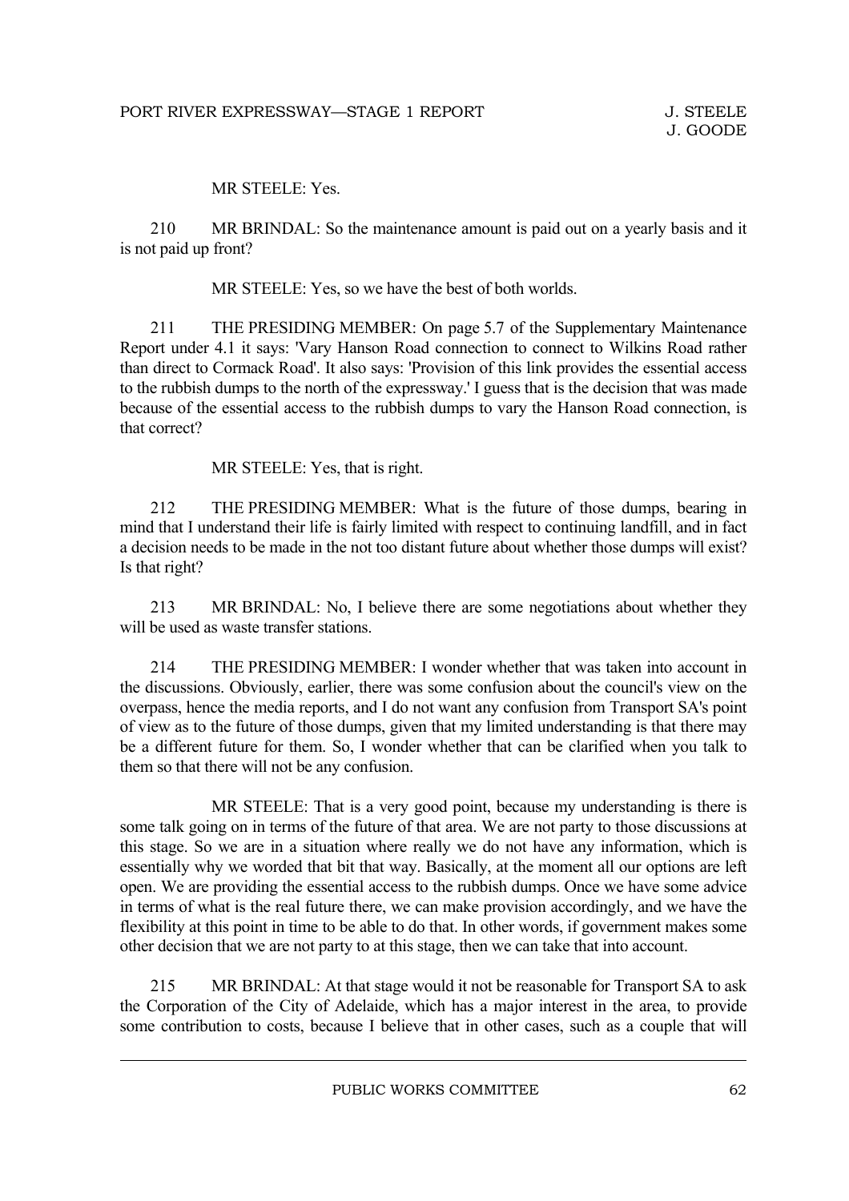MR STEELE: Yes.

210 MR BRINDAL: So the maintenance amount is paid out on a yearly basis and it is not paid up front?

MR STEELE: Yes, so we have the best of both worlds.

211 THE PRESIDING MEMBER: On page 5.7 of the Supplementary Maintenance Report under 4.1 it says: 'Vary Hanson Road connection to connect to Wilkins Road rather than direct to Cormack Road'. It also says: 'Provision of this link provides the essential access to the rubbish dumps to the north of the expressway.' I guess that is the decision that was made because of the essential access to the rubbish dumps to vary the Hanson Road connection, is that correct?

MR STEELE: Yes, that is right.

212 THE PRESIDING MEMBER: What is the future of those dumps, bearing in mind that I understand their life is fairly limited with respect to continuing landfill, and in fact a decision needs to be made in the not too distant future about whether those dumps will exist? Is that right?

213 MR BRINDAL: No, I believe there are some negotiations about whether they will be used as waste transfer stations.

214 THE PRESIDING MEMBER: I wonder whether that was taken into account in the discussions. Obviously, earlier, there was some confusion about the council's view on the overpass, hence the media reports, and I do not want any confusion from Transport SA's point of view as to the future of those dumps, given that my limited understanding is that there may be a different future for them. So, I wonder whether that can be clarified when you talk to them so that there will not be any confusion.

MR STEELE: That is a very good point, because my understanding is there is some talk going on in terms of the future of that area. We are not party to those discussions at this stage. So we are in a situation where really we do not have any information, which is essentially why we worded that bit that way. Basically, at the moment all our options are left open. We are providing the essential access to the rubbish dumps. Once we have some advice in terms of what is the real future there, we can make provision accordingly, and we have the flexibility at this point in time to be able to do that. In other words, if government makes some other decision that we are not party to at this stage, then we can take that into account.

215 MR BRINDAL: At that stage would it not be reasonable for Transport SA to ask the Corporation of the City of Adelaide, which has a major interest in the area, to provide some contribution to costs, because I believe that in other cases, such as a couple that will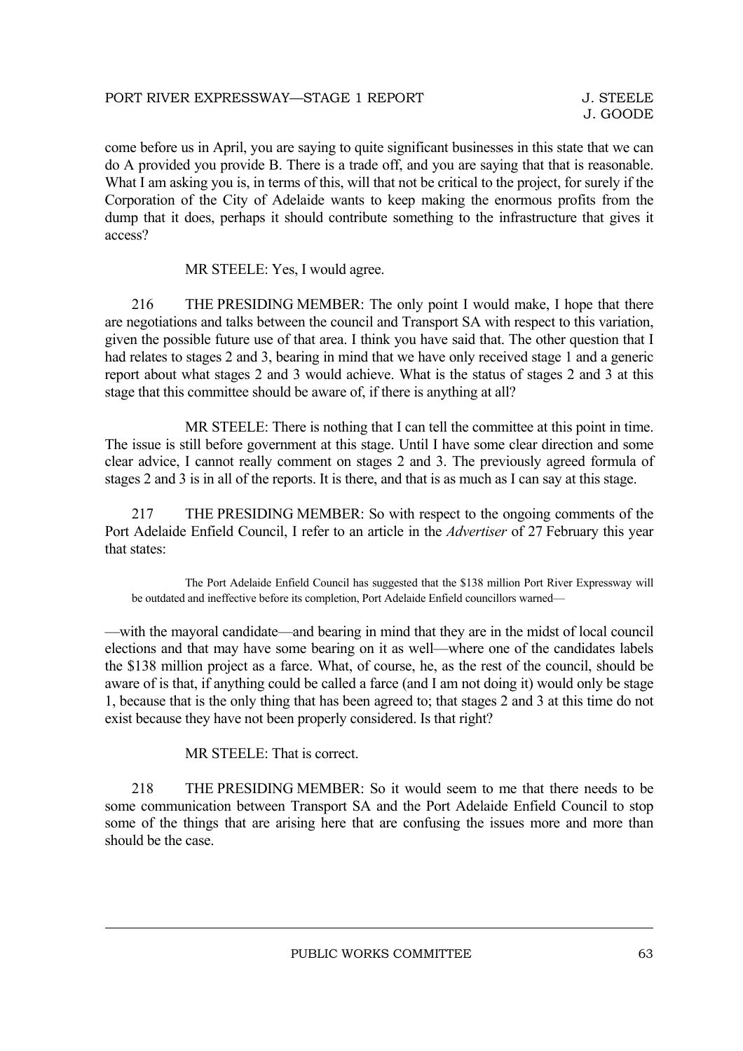come before us in April, you are saying to quite significant businesses in this state that we can do A provided you provide B. There is a trade off, and you are saying that that is reasonable. What I am asking you is, in terms of this, will that not be critical to the project, for surely if the Corporation of the City of Adelaide wants to keep making the enormous profits from the dump that it does, perhaps it should contribute something to the infrastructure that gives it access?

MR STEELE: Yes, I would agree.

216 THE PRESIDING MEMBER: The only point I would make, I hope that there are negotiations and talks between the council and Transport SA with respect to this variation, given the possible future use of that area. I think you have said that. The other question that I had relates to stages 2 and 3, bearing in mind that we have only received stage 1 and a generic report about what stages 2 and 3 would achieve. What is the status of stages 2 and 3 at this stage that this committee should be aware of, if there is anything at all?

MR STEELE: There is nothing that I can tell the committee at this point in time. The issue is still before government at this stage. Until I have some clear direction and some clear advice, I cannot really comment on stages 2 and 3. The previously agreed formula of stages 2 and 3 is in all of the reports. It is there, and that is as much as I can say at this stage.

217 THE PRESIDING MEMBER: So with respect to the ongoing comments of the Port Adelaide Enfield Council, I refer to an article in the *Advertiser* of 27 February this year that states:

> The Port Adelaide Enfield Council has suggested that the $138 million Port River Expressway will be outdated and ineffective before its completion, Port Adelaide Enfield councillors warned—

—with the mayoral candidate—and bearing in mind that they are in the midst of local council elections and that may have some bearing on it as well—where one of the candidates labels the $138 million project as a farce. What, of course, he, as the rest of the council, should be aware of is that, if anything could be called a farce (and I am not doing it) would only be stage 1, because that is the only thing that has been agreed to; that stages 2 and 3 at this time do not exist because they have not been properly considered. Is that right?

MR STEELE: That is correct.

218 THE PRESIDING MEMBER: So it would seem to me that there needs to be some communication between Transport SA and the Port Adelaide Enfield Council to stop some of the things that are arising here that are confusing the issues more and more than should be the case.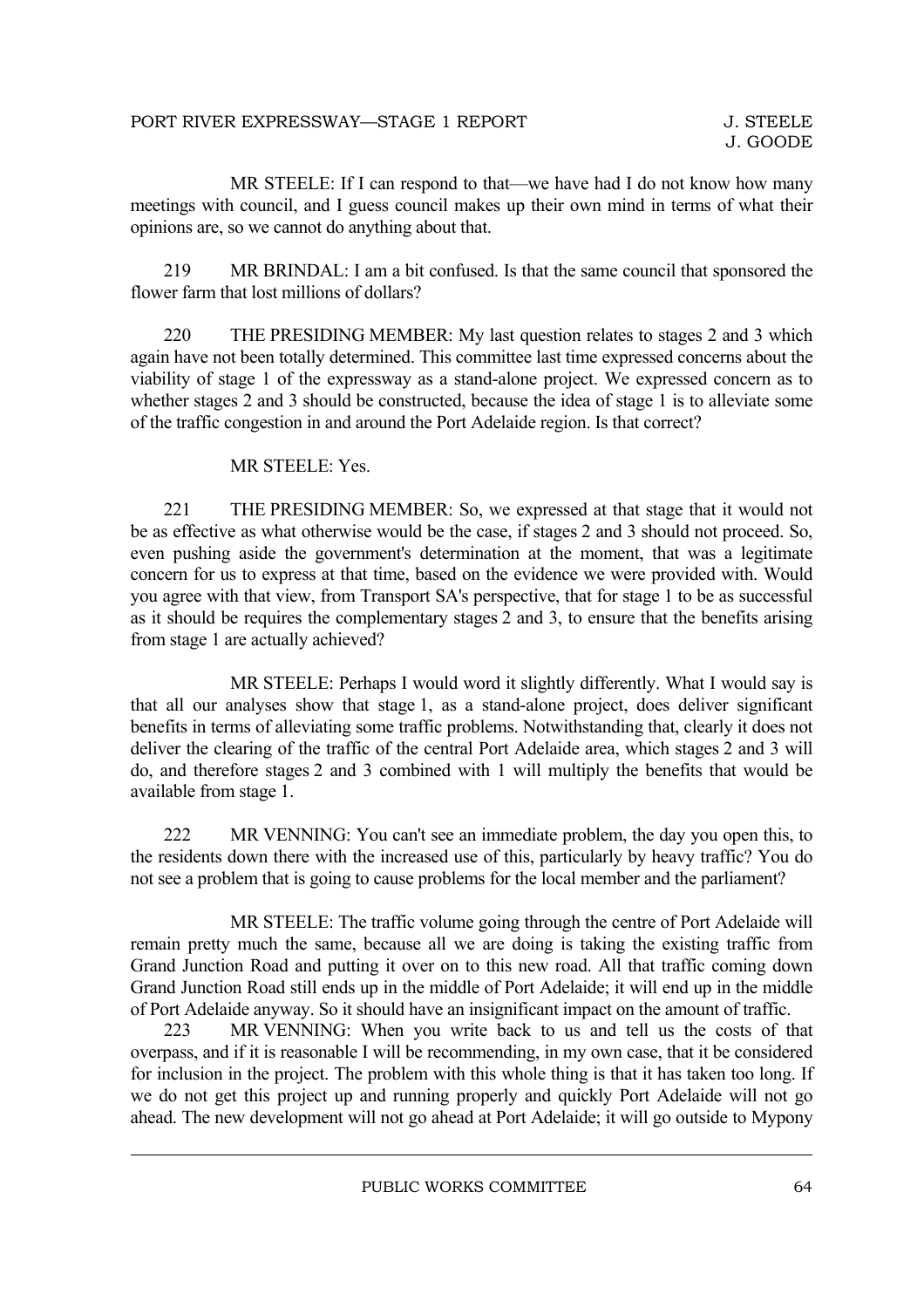MR STEELE: If I can respond to that—we have had I do not know how many meetings with council, and I guess council makes up their own mind in terms of what their opinions are, so we cannot do anything about that.

219 MR BRINDAL: I am a bit confused. Is that the same council that sponsored the flower farm that lost millions of dollars?

220 THE PRESIDING MEMBER: My last question relates to stages 2 and 3 which again have not been totally determined. This committee last time expressed concerns about the viability of stage 1 of the expressway as a stand-alone project. We expressed concern as to whether stages 2 and 3 should be constructed, because the idea of stage 1 is to alleviate some of the traffic congestion in and around the Port Adelaide region. Is that correct?

MR STEELE: Yes.

221 THE PRESIDING MEMBER: So, we expressed at that stage that it would not be as effective as what otherwise would be the case, if stages 2 and 3 should not proceed. So, even pushing aside the government's determination at the moment, that was a legitimate concern for us to express at that time, based on the evidence we were provided with. Would you agree with that view, from Transport SA's perspective, that for stage 1 to be as successful as it should be requires the complementary stages 2 and 3, to ensure that the benefits arising from stage 1 are actually achieved?

MR STEELE: Perhaps I would word it slightly differently. What I would say is that all our analyses show that stage 1, as a stand-alone project, does deliver significant benefits in terms of alleviating some traffic problems. Notwithstanding that, clearly it does not deliver the clearing of the traffic of the central Port Adelaide area, which stages 2 and 3 will do, and therefore stages 2 and 3 combined with 1 will multiply the benefits that would be available from stage 1.

222 MR VENNING: You can't see an immediate problem, the day you open this, to the residents down there with the increased use of this, particularly by heavy traffic? You do not see a problem that is going to cause problems for the local member and the parliament?

MR STEELE: The traffic volume going through the centre of Port Adelaide will remain pretty much the same, because all we are doing is taking the existing traffic from Grand Junction Road and putting it over on to this new road. All that traffic coming down Grand Junction Road still ends up in the middle of Port Adelaide; it will end up in the middle of Port Adelaide anyway. So it should have an insignificant impact on the amount of traffic.

223 MR VENNING: When you write back to us and tell us the costs of that overpass, and if it is reasonable I will be recommending, in my own case, that it be considered for inclusion in the project. The problem with this whole thing is that it has taken too long. If we do not get this project up and running properly and quickly Port Adelaide will not go ahead. The new development will not go ahead at Port Adelaide; it will go outside to Mypony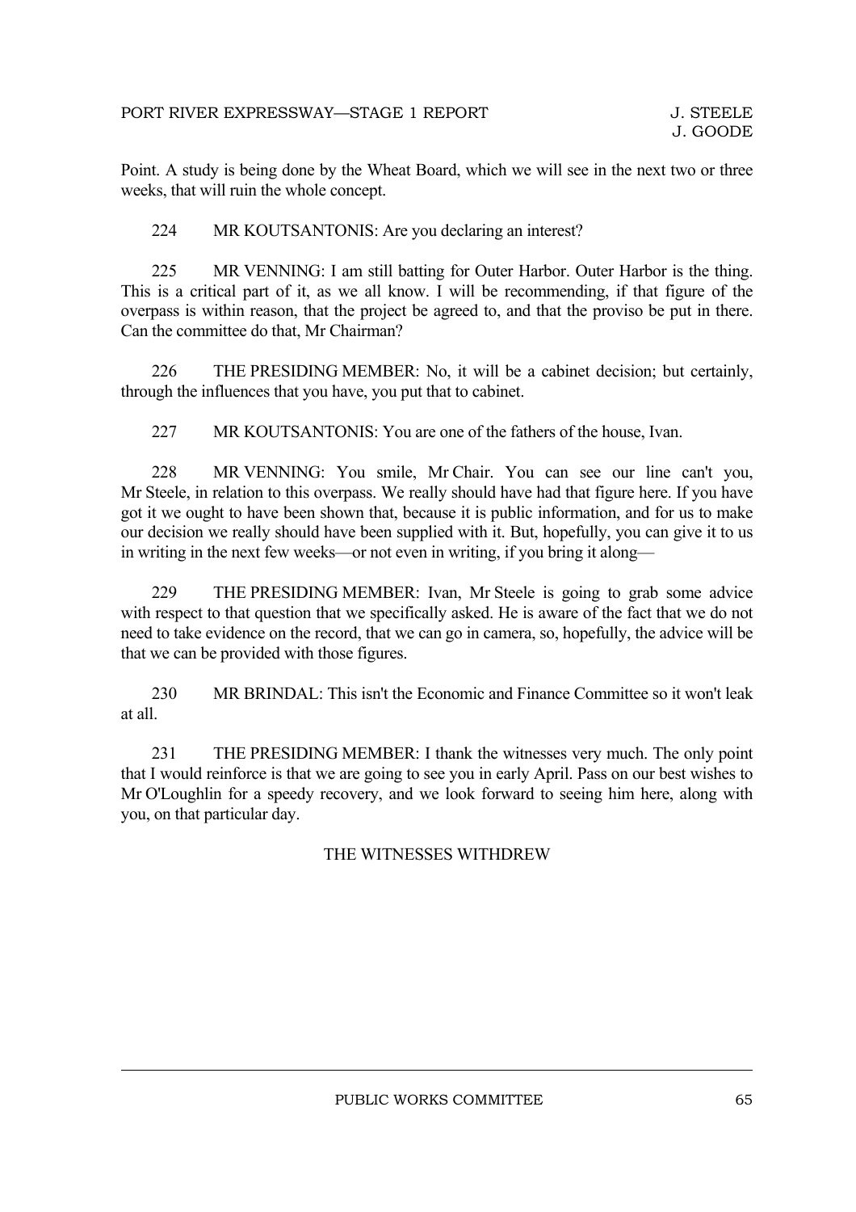Point. A study is being done by the Wheat Board, which we will see in the next two or three weeks, that will ruin the whole concept.

224 MR KOUTSANTONIS: Are you declaring an interest?

225 MR VENNING: I am still batting for Outer Harbor. Outer Harbor is the thing. This is a critical part of it, as we all know. I will be recommending, if that figure of the overpass is within reason, that the project be agreed to, and that the proviso be put in there. Can the committee do that, Mr Chairman?

226 THE PRESIDING MEMBER: No, it will be a cabinet decision; but certainly, through the influences that you have, you put that to cabinet.

227 MR KOUTSANTONIS: You are one of the fathers of the house, Ivan.

228 MR VENNING: You smile, Mr Chair. You can see our line can't you, Mr Steele, in relation to this overpass. We really should have had that figure here. If you have got it we ought to have been shown that, because it is public information, and for us to make our decision we really should have been supplied with it. But, hopefully, you can give it to us in writing in the next few weeks—or not even in writing, if you bring it along—

229 THE PRESIDING MEMBER: Ivan, Mr Steele is going to grab some advice with respect to that question that we specifically asked. He is aware of the fact that we do not need to take evidence on the record, that we can go in camera, so, hopefully, the advice will be that we can be provided with those figures.

230 MR BRINDAL: This isn't the Economic and Finance Committee so it won't leak at all.

231 THE PRESIDING MEMBER: I thank the witnesses very much. The only point that I would reinforce is that we are going to see you in early April. Pass on our best wishes to Mr O'Loughlin for a speedy recovery, and we look forward to seeing him here, along with you, on that particular day.

THE WITNESSES WITHDREW